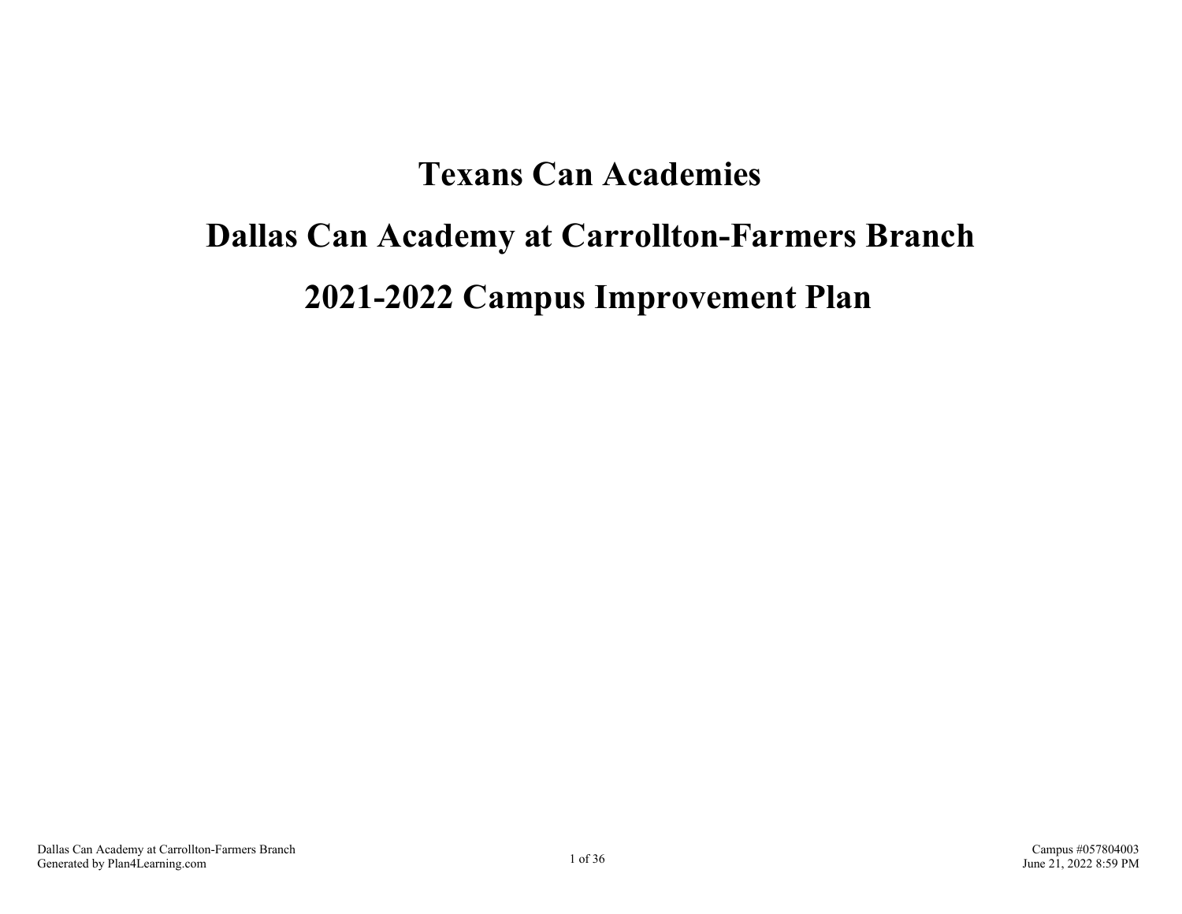# Texans Can Academies

# Dallas Can Academy at Carrollton-Farmers Branch

# 2021-2022 Campus Improvement Plan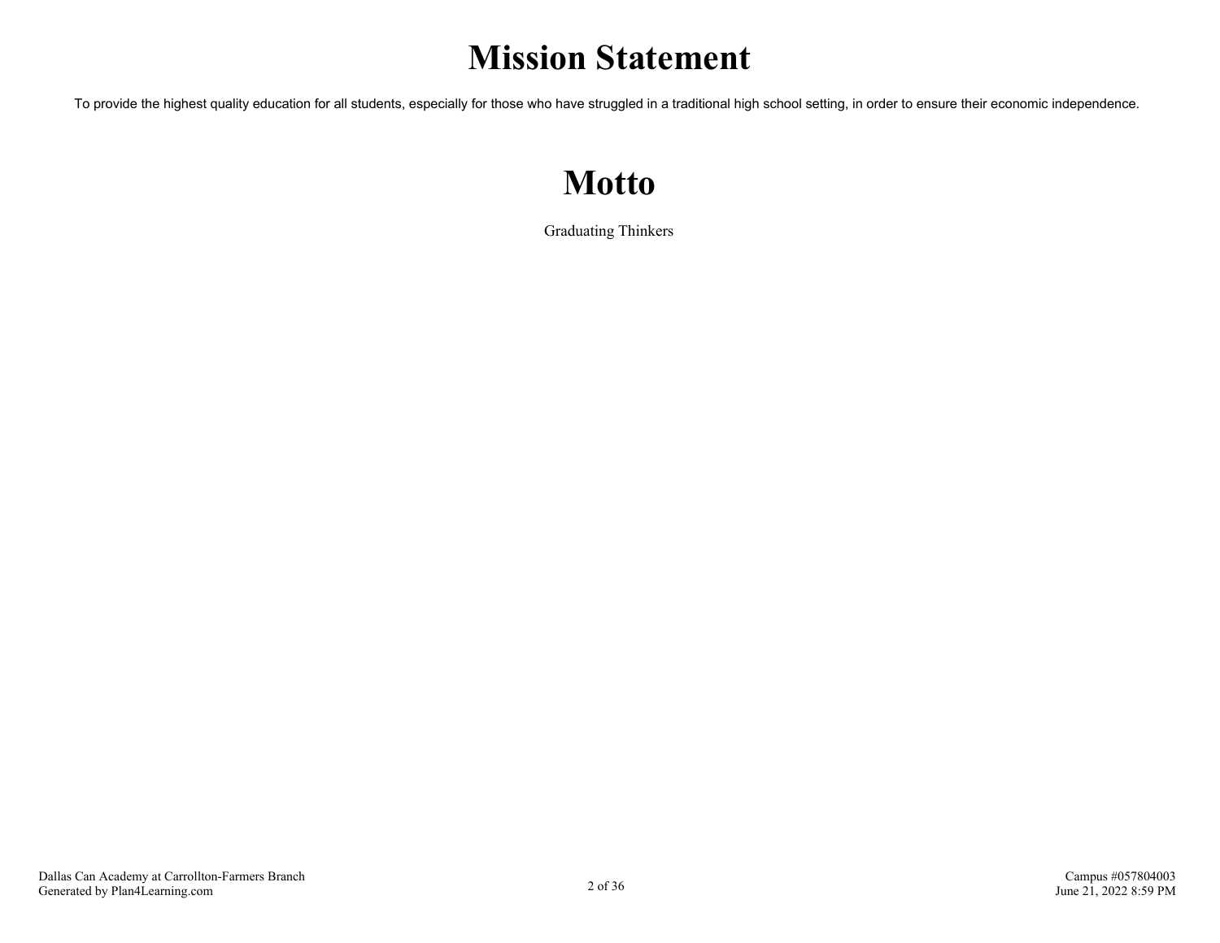# Mission Statement

To provide the highest quality education for all students, especially for those who have struggled in a traditional high school setting, in order to ensure their economic independence.

# Motto

Graduating Thinkers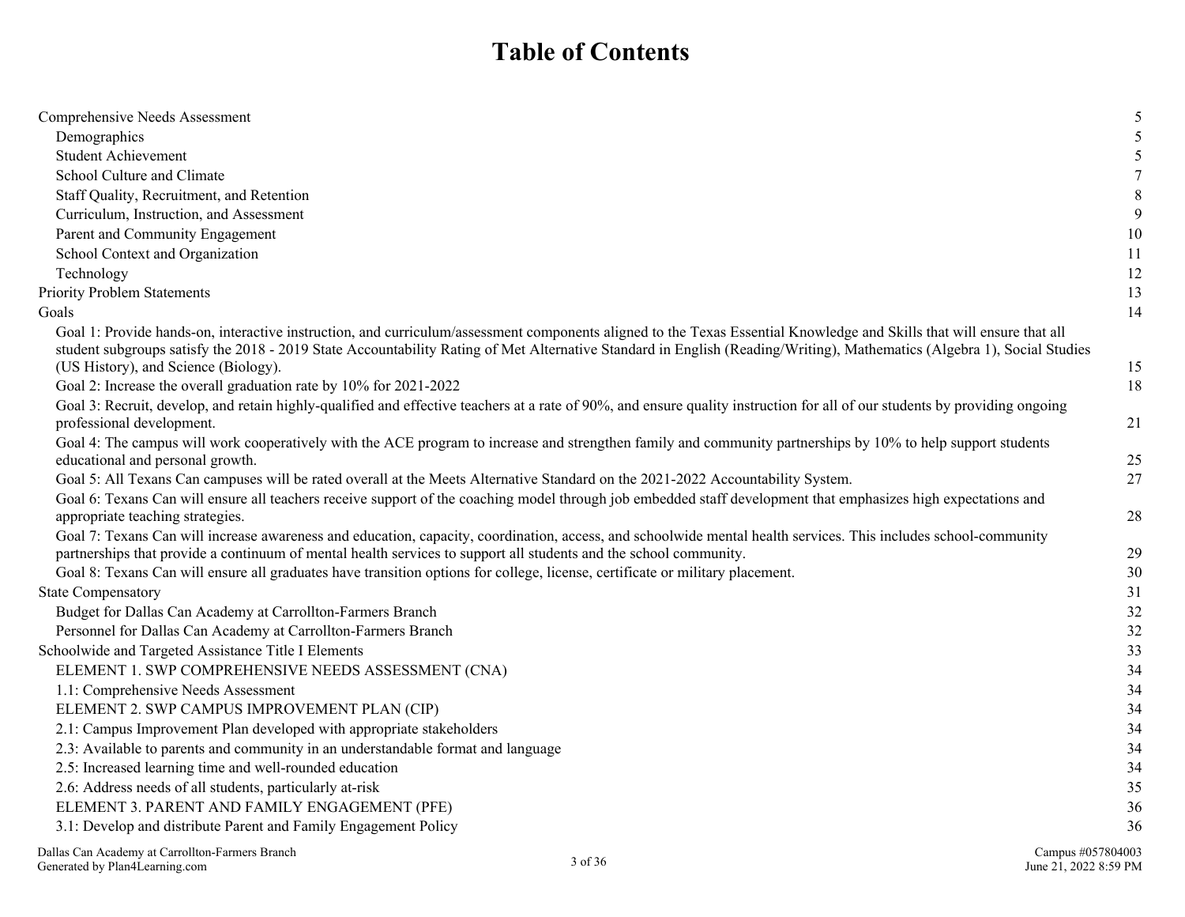# Table of Contents

| | |
|---|---|
| Comprehensive Needs Assessment | 5 |
| Demographics | 5 |
| Student Achievement | 5 |
| School Culture and Climate | 7 |
| Staff Quality, Recruitment, and Retention | 8 |
| Curriculum, Instruction, and Assessment | 9 |
| Parent and Community Engagement | 10 |
| School Context and Organization | 11 |
| Technology | 12 |
| Priority Problem Statements | 13 |
| Goals | 14 |
| Goal 1: Provide hands-on, interactive instruction, and curriculum/assessment components aligned to the Texas Essential Knowledge and Skills that will ensure that all student subgroups satisfy the 2018 - 2019 State Accountability Rating of Met Alternative Standard in English (Reading/Writing), Mathematics (Algebra 1), Social Studies (US History), and Science (Biology). | 15 |
| Goal 2: Increase the overall graduation rate by 10% for 2021-2022 | 18 |
| Goal 3: Recruit, develop, and retain highly-qualified and effective teachers at a rate of 90%, and ensure quality instruction for all of our students by providing ongoing professional development. | 21 |
| Goal 4: The campus will work cooperatively with the ACE program to increase and strengthen family and community partnerships by 10% to help support students educational and personal growth. | 25 |
| Goal 5: All Texans Can campuses will be rated overall at the Meets Alternative Standard on the 2021-2022 Accountability System. | 27 |
| Goal 6: Texans Can will ensure all teachers receive support of the coaching model through job embedded staff development that emphasizes high expectations and appropriate teaching strategies. | 28 |
| Goal 7: Texans Can will increase awareness and education, capacity, coordination, access, and schoolwide mental health services. This includes school-community partnerships that provide a continuum of mental health services to support all students and the school community. | 29 |
| Goal 8: Texans Can will ensure all graduates have transition options for college, license, certificate or military placement. | 30 |
| State Compensatory | 31 |
| Budget for Dallas Can Academy at Carrollton-Farmers Branch | 32 |
| Personnel for Dallas Can Academy at Carrollton-Farmers Branch | 32 |
| Schoolwide and Targeted Assistance Title I Elements | 33 |
| ELEMENT 1. SWP COMPREHENSIVE NEEDS ASSESSMENT (CNA) | 34 |
| 1.1: Comprehensive Needs Assessment | 34 |
| ELEMENT 2. SWP CAMPUS IMPROVEMENT PLAN (CIP) | 34 |
| 2.1: Campus Improvement Plan developed with appropriate stakeholders | 34 |
| 2.3: Available to parents and community in an understandable format and language | 34 |
| 2.5: Increased learning time and well-rounded education | 34 |
| 2.6: Address needs of all students, particularly at-risk | 35 |
| ELEMENT 3. PARENT AND FAMILY ENGAGEMENT (PFE) | 36 |
| 3.1: Develop and distribute Parent and Family Engagement Policy | 36 |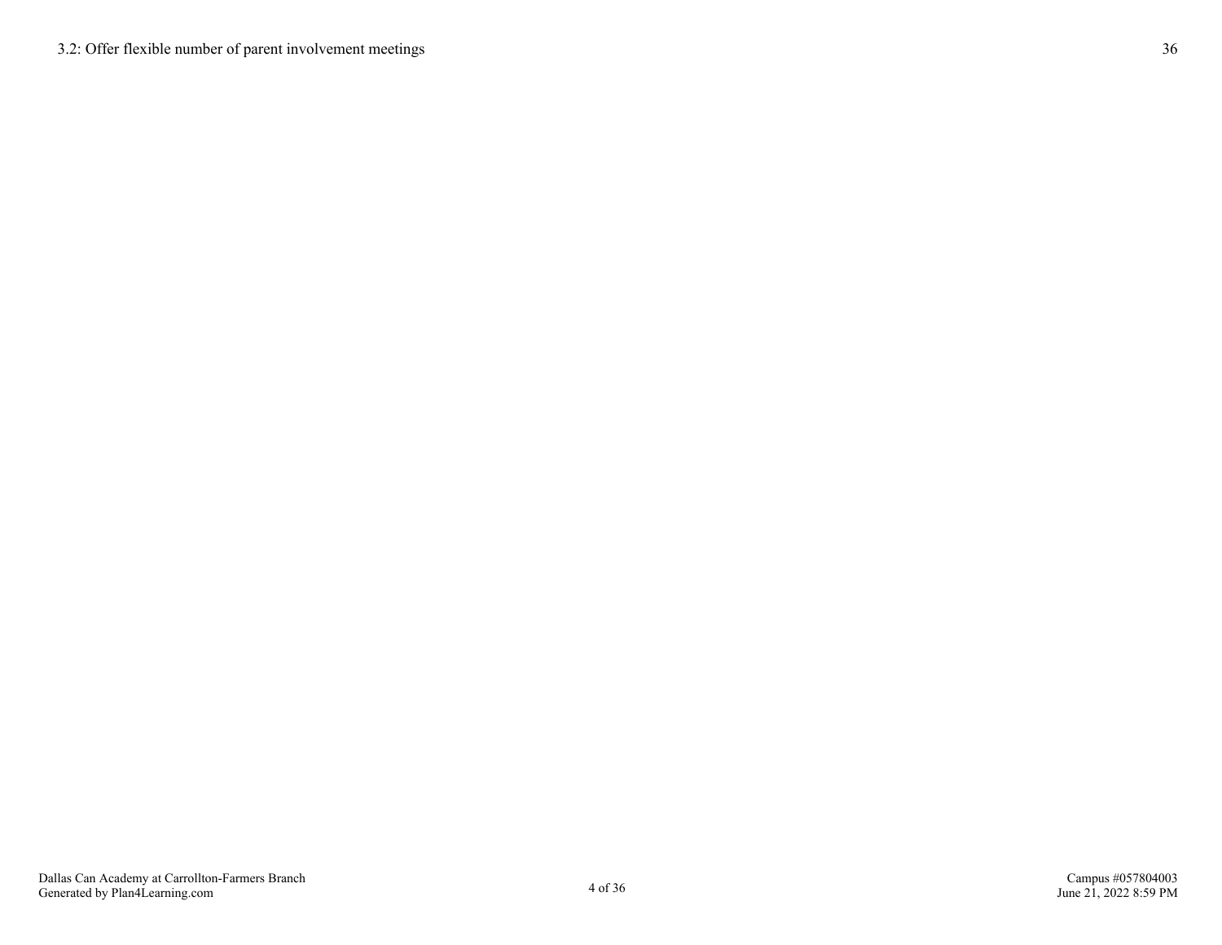3.2: Offer flexible number of parent involvement meetings 36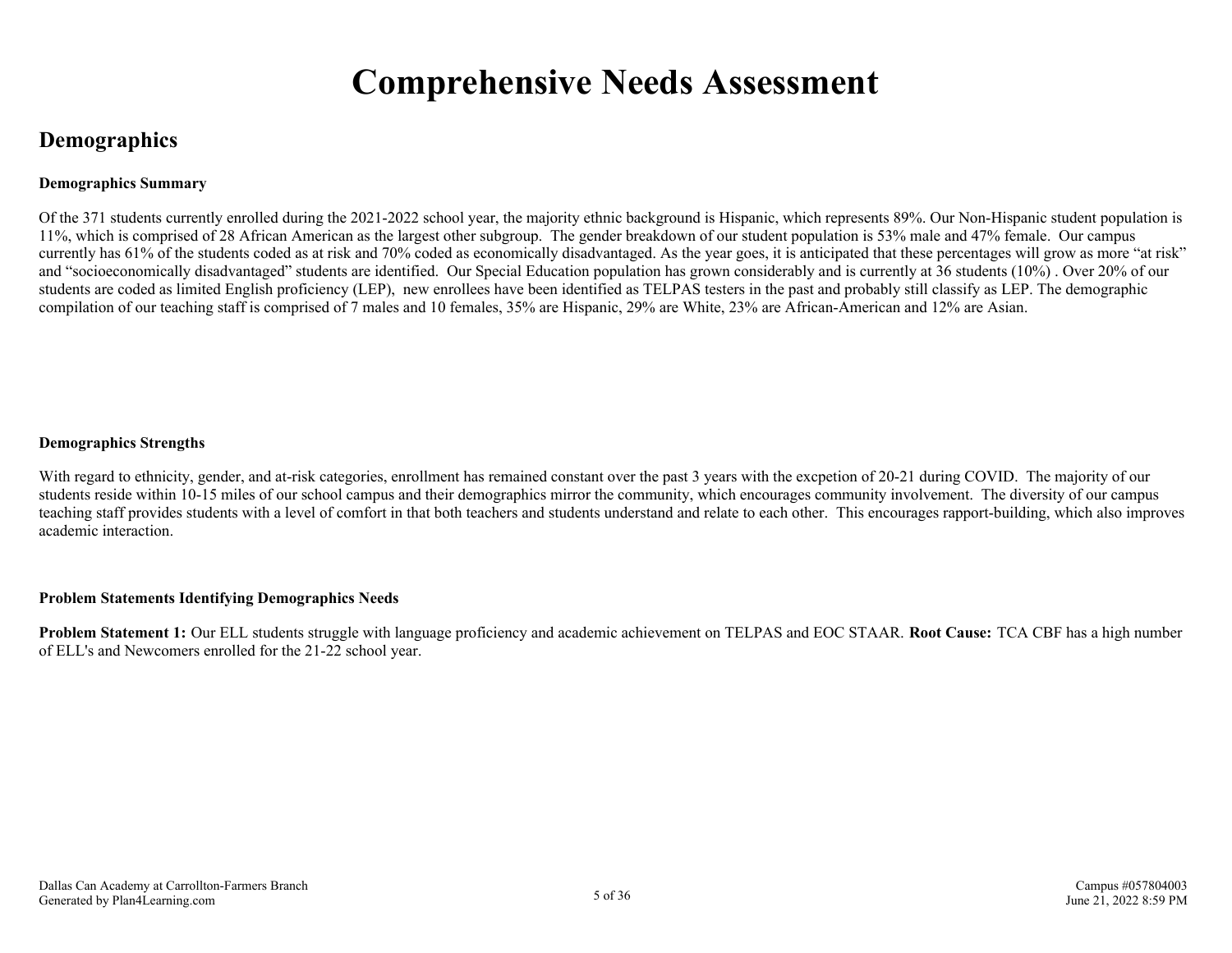# Comprehensive Needs Assessment

## Demographics

### Demographics Summary

Of the 371 students currently enrolled during the 2021-2022 school year, the majority ethnic background is Hispanic, which represents 89%. Our Non-Hispanic student population is 11%, which is comprised of 28 African American as the largest other subgroup. The gender breakdown of our student population is 53% male and 47% female. Our campus currently has 61% of the students coded as at risk and 70% coded as economically disadvantaged. As the year goes, it is anticipated that these percentages will grow as more "at risk" and "socioeconomically disadvantaged" students are identified. Our Special Education population has grown considerably and is currently at 36 students (10%) . Over 20% of our students are coded as limited English proficiency (LEP), new enrollees have been identified as TELPAS testers in the past and probably still classify as LEP. The demographic compilation of our teaching staff is comprised of 7 males and 10 females, 35% are Hispanic, 29% are White, 23% are African-American and 12% are Asian.

### Demographics Strengths

With regard to ethnicity, gender, and at-risk categories, enrollment has remained constant over the past 3 years with the excpetion of 20-21 during COVID. The majority of our students reside within 10-15 miles of our school campus and their demographics mirror the community, which encourages community involvement. The diversity of our campus teaching staff provides students with a level of comfort in that both teachers and students understand and relate to each other. This encourages rapport-building, which also improves academic interaction.

### Problem Statements Identifying Demographics Needs

**Problem Statement 1:** Our ELL students struggle with language proficiency and academic achievement on TELPAS and EOC STAAR. **Root Cause:** TCA CBF has a high number of ELL's and Newcomers enrolled for the 21-22 school year.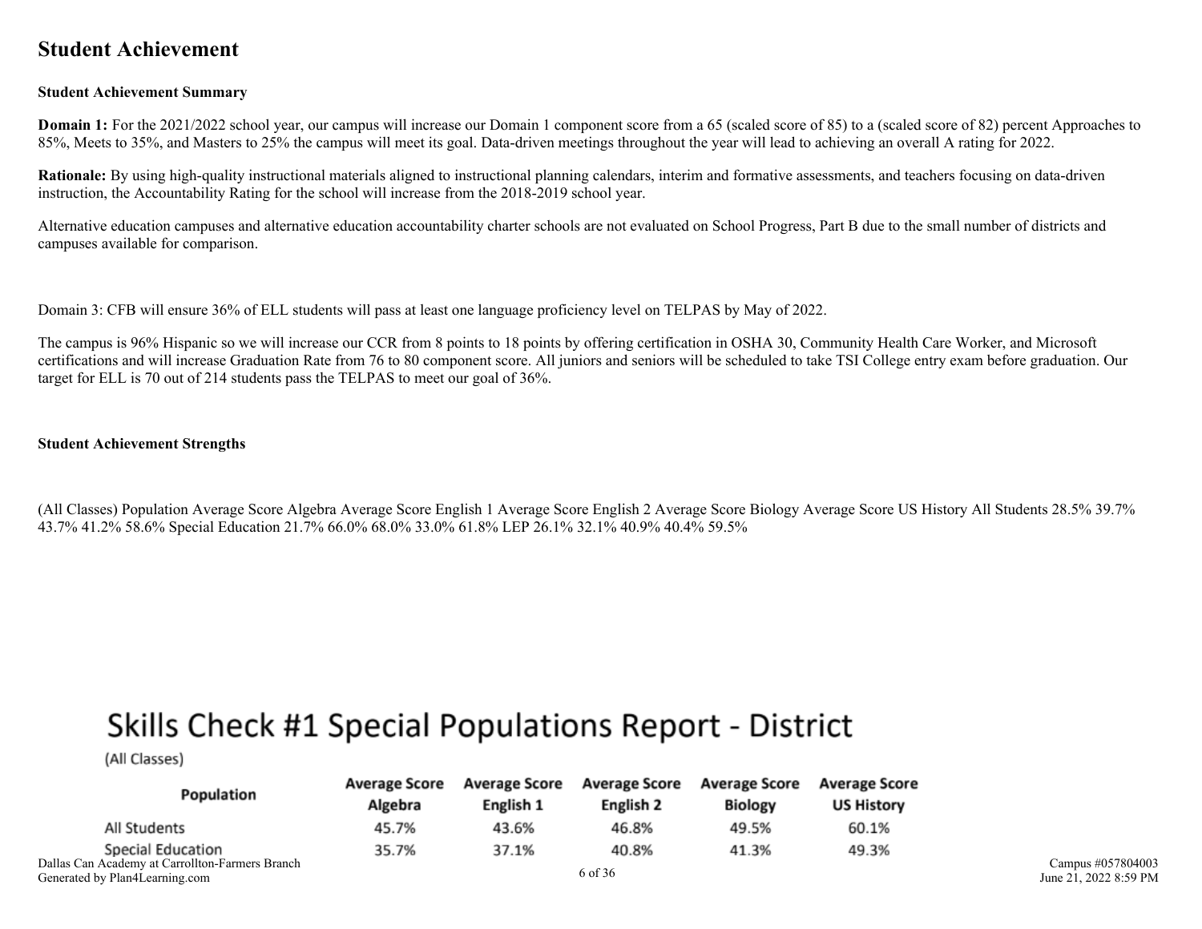# Student Achievement

**Student Achievement Summary**

**Domain 1:** For the 2021/2022 school year, our campus will increase our Domain 1 component score from a 65 (scaled score of 85) to a (scaled score of 82) percent Approaches to 85%, Meets to 35%, and Masters to 25% the campus will meet its goal. Data-driven meetings throughout the year will lead to achieving an overall A rating for 2022.

**Rationale:** By using high-quality instructional materials aligned to instructional planning calendars, interim and formative assessments, and teachers focusing on data-driven instruction, the Accountability Rating for the school will increase from the 2018-2019 school year.

Alternative education campuses and alternative education accountability charter schools are not evaluated on School Progress, Part B due to the small number of districts and campuses available for comparison.

Domain 3: CFB will ensure 36% of ELL students will pass at least one language proficiency level on TELPAS by May of 2022.

The campus is 96% Hispanic so we will increase our CCR from 8 points to 18 points by offering certification in OSHA 30, Community Health Care Worker, and Microsoft certifications and will increase Graduation Rate from 76 to 80 component score. All juniors and seniors will be scheduled to take TSI College entry exam before graduation. Our target for ELL is 70 out of 214 students pass the TELPAS to meet our goal of 36%.

**Student Achievement Strengths**

(All Classes) Population Average Score Algebra Average Score English 1 Average Score English 2 Average Score Biology Average Score US History All Students 28.5% 39.7% 43.7% 41.2% 58.6% Special Education 21.7% 66.0% 68.0% 33.0% 61.8% LEP 26.1% 32.1% 40.9% 40.4% 59.5%

## Skills Check #1 Special Populations Report - District

(All Classes)

| Population | Average Score Algebra | Average Score English 1 | Average Score English 2 | Average Score Biology | Average Score US History |
|---|---|---|---|---|---|
| All Students | 45.7% | 43.6% | 46.8% | 49.5% | 60.1% |
| Special Education | 35.7% | 37.1% | 40.8% | 41.3% | 49.3% |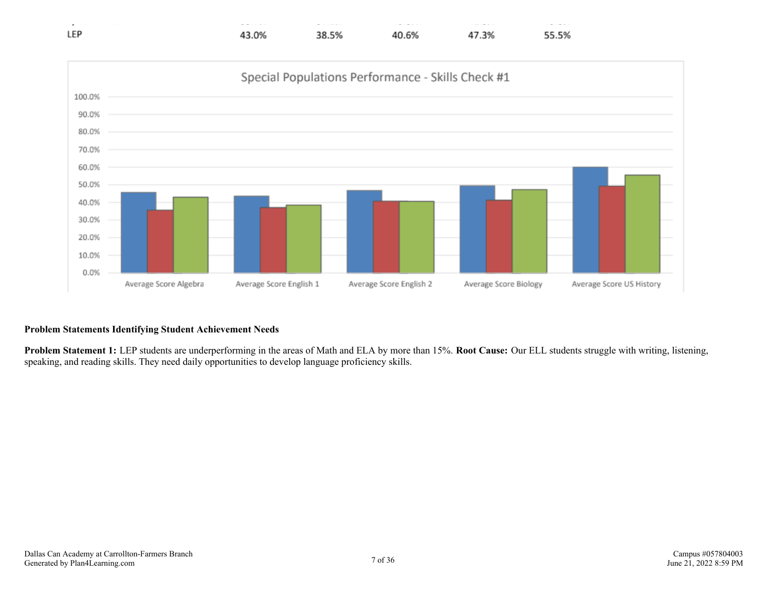| LEP | 43.0% | 38.5% | 40.6% | 47.3% | 55.5% |
|---|---|---|---|---|---|

Special Populations Performance - Skills Check #1

**Problem Statements Identifying Student Achievement Needs**

**Problem Statement 1:** LEP students are underperforming in the areas of Math and ELA by more than 15%. **Root Cause:** Our ELL students struggle with writing, listening, speaking, and reading skills. They need daily opportunities to develop language proficiency skills.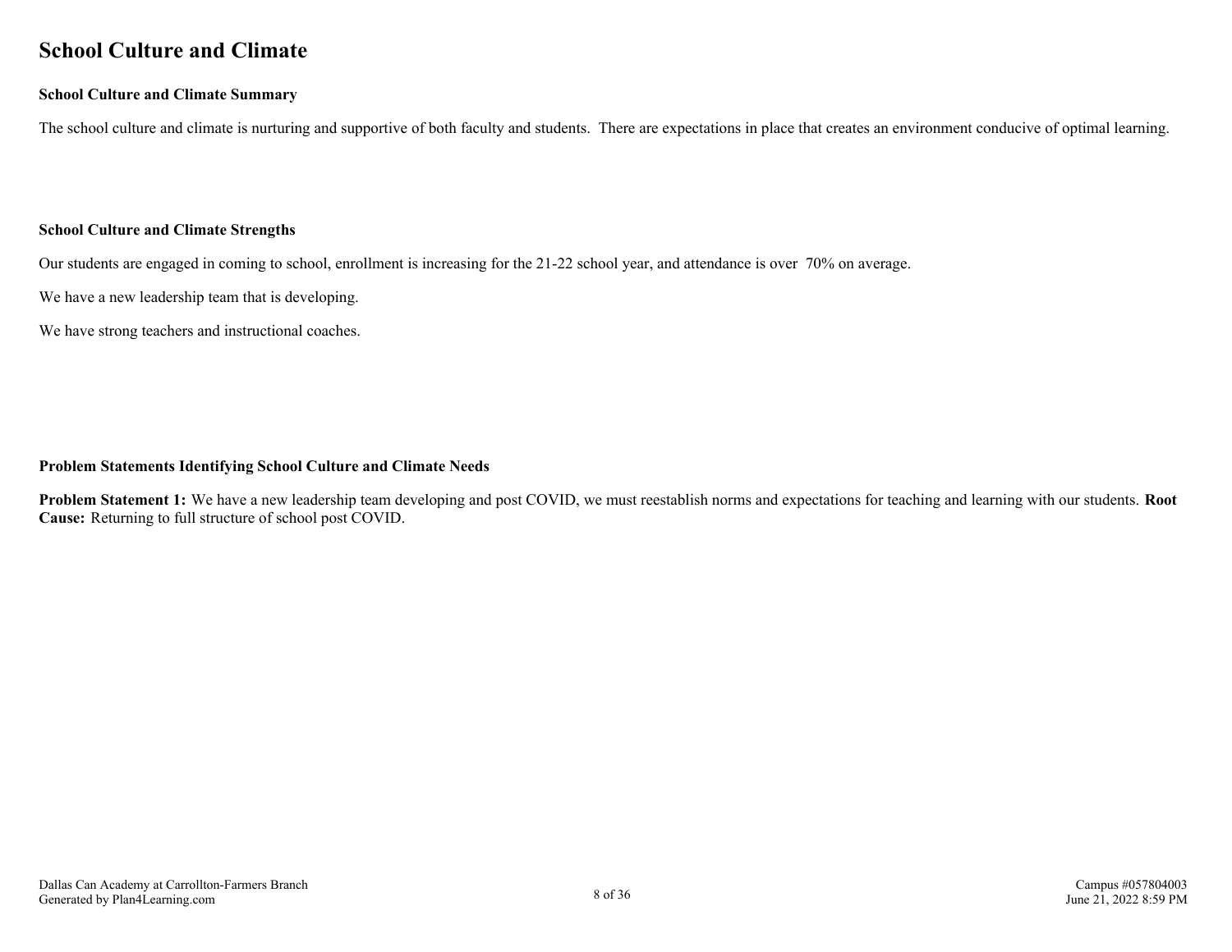# School Culture and Climate

### School Culture and Climate Summary

The school culture and climate is nurturing and supportive of both faculty and students.  There are expectations in place that creates an environment conducive of optimal learning.

### School Culture and Climate Strengths

Our students are engaged in coming to school, enrollment is increasing for the 21-22 school year, and attendance is over  70% on average.

We have a new leadership team that is developing.

We have strong teachers and instructional coaches.

### Problem Statements Identifying School Culture and Climate Needs

**Problem Statement 1:** We have a new leadership team developing and post COVID, we must reestablish norms and expectations for teaching and learning with our students. **Root Cause:** Returning to full structure of school post COVID.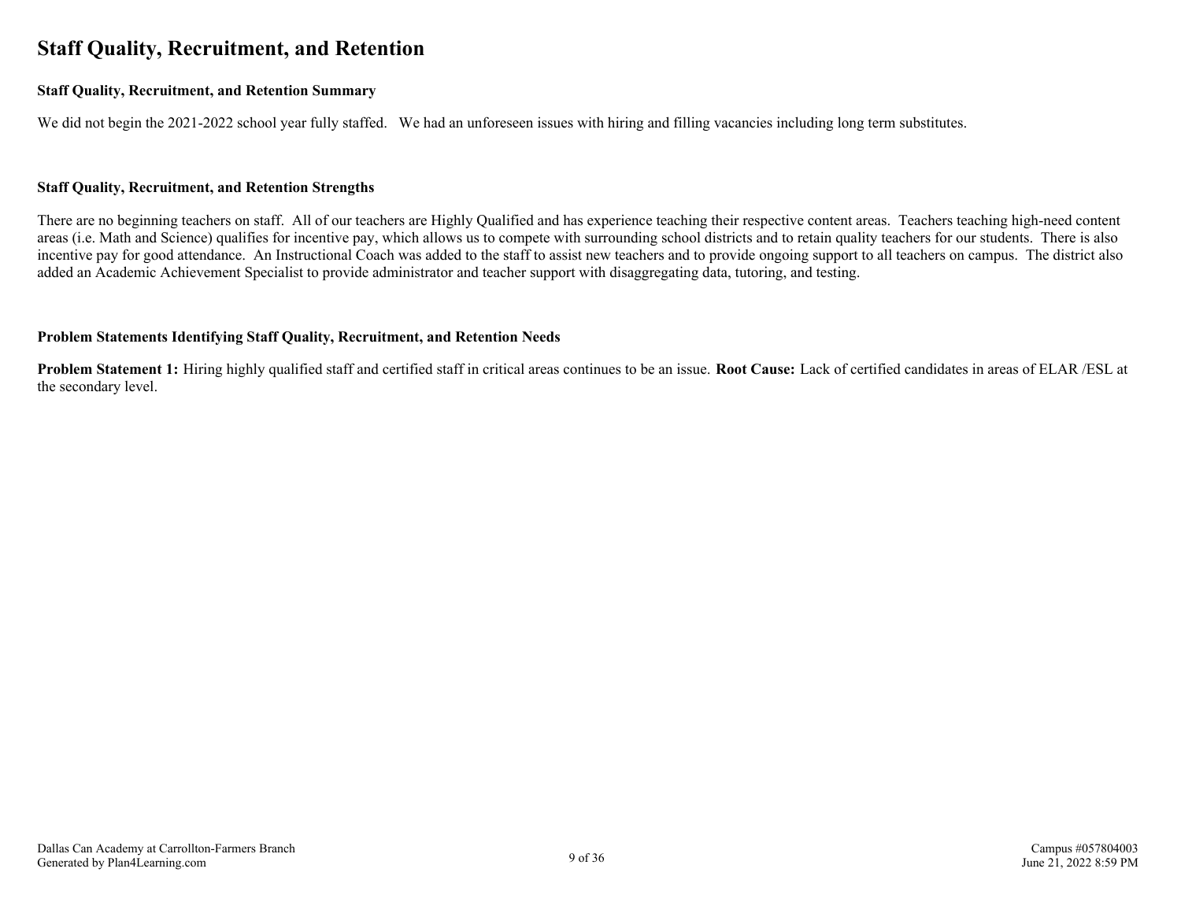# Staff Quality, Recruitment, and Retention

### Staff Quality, Recruitment, and Retention Summary

We did not begin the 2021-2022 school year fully staffed. We had an unforeseen issues with hiring and filling vacancies including long term substitutes.

### Staff Quality, Recruitment, and Retention Strengths

There are no beginning teachers on staff. All of our teachers are Highly Qualified and has experience teaching their respective content areas. Teachers teaching high-need content areas (i.e. Math and Science) qualifies for incentive pay, which allows us to compete with surrounding school districts and to retain quality teachers for our students. There is also incentive pay for good attendance. An Instructional Coach was added to the staff to assist new teachers and to provide ongoing support to all teachers on campus. The district also added an Academic Achievement Specialist to provide administrator and teacher support with disaggregating data, tutoring, and testing.

### Problem Statements Identifying Staff Quality, Recruitment, and Retention Needs

**Problem Statement 1:** Hiring highly qualified staff and certified staff in critical areas continues to be an issue. **Root Cause:** Lack of certified candidates in areas of ELAR /ESL at the secondary level.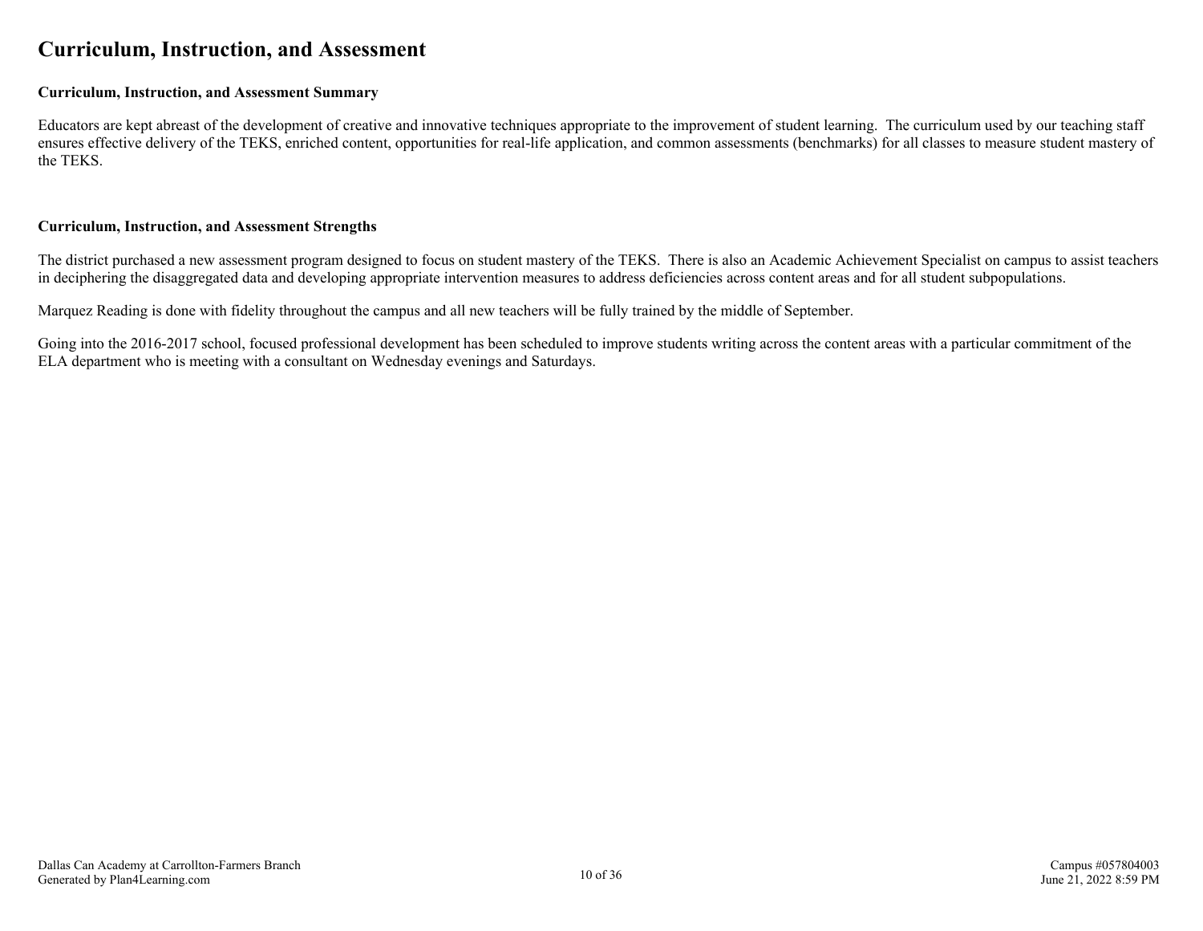# Curriculum, Instruction, and Assessment

**Curriculum, Instruction, and Assessment Summary**

Educators are kept abreast of the development of creative and innovative techniques appropriate to the improvement of student learning. The curriculum used by our teaching staff ensures effective delivery of the TEKS, enriched content, opportunities for real-life application, and common assessments (benchmarks) for all classes to measure student mastery of the TEKS.

**Curriculum, Instruction, and Assessment Strengths**

The district purchased a new assessment program designed to focus on student mastery of the TEKS. There is also an Academic Achievement Specialist on campus to assist teachers in deciphering the disaggregated data and developing appropriate intervention measures to address deficiencies across content areas and for all student subpopulations.

Marquez Reading is done with fidelity throughout the campus and all new teachers will be fully trained by the middle of September.

Going into the 2016-2017 school, focused professional development has been scheduled to improve students writing across the content areas with a particular commitment of the ELA department who is meeting with a consultant on Wednesday evenings and Saturdays.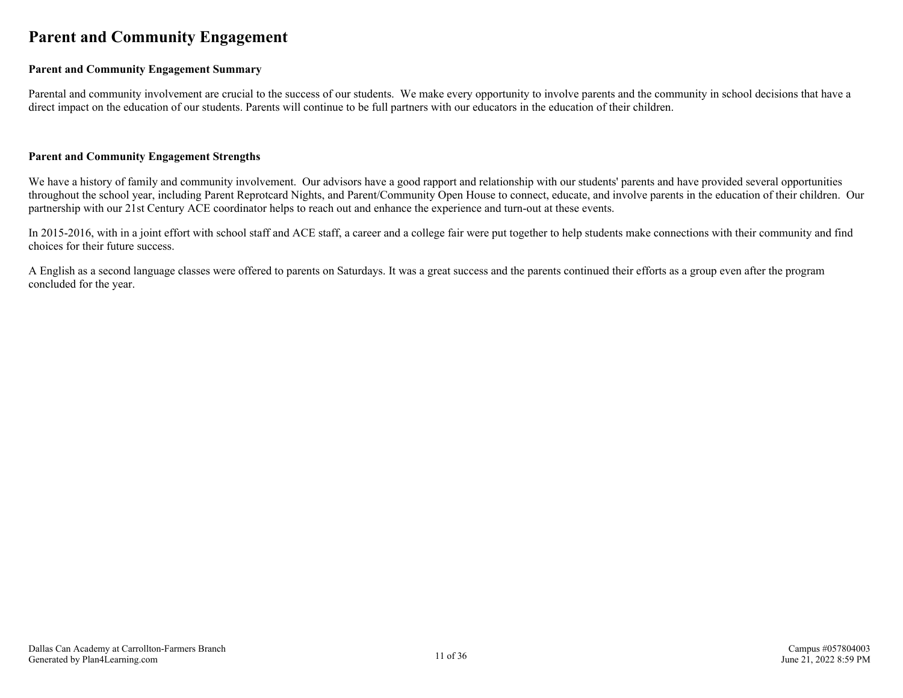# Parent and Community Engagement

### Parent and Community Engagement Summary

Parental and community involvement are crucial to the success of our students. We make every opportunity to involve parents and the community in school decisions that have a direct impact on the education of our students. Parents will continue to be full partners with our educators in the education of their children.

### Parent and Community Engagement Strengths

We have a history of family and community involvement. Our advisors have a good rapport and relationship with our students' parents and have provided several opportunities throughout the school year, including Parent Reprotcard Nights, and Parent/Community Open House to connect, educate, and involve parents in the education of their children. Our partnership with our 21st Century ACE coordinator helps to reach out and enhance the experience and turn-out at these events.

In 2015-2016, with in a joint effort with school staff and ACE staff, a career and a college fair were put together to help students make connections with their community and find choices for their future success.

A English as a second language classes were offered to parents on Saturdays. It was a great success and the parents continued their efforts as a group even after the program concluded for the year.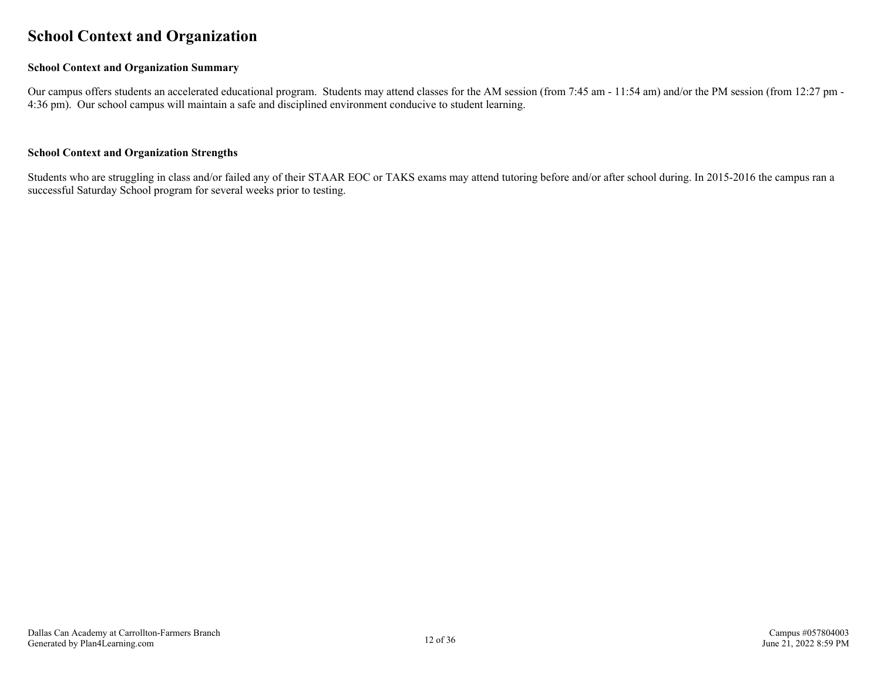# School Context and Organization

### School Context and Organization Summary

Our campus offers students an accelerated educational program. Students may attend classes for the AM session (from 7:45 am - 11:54 am) and/or the PM session (from 12:27 pm - 4:36 pm). Our school campus will maintain a safe and disciplined environment conducive to student learning.

### School Context and Organization Strengths

Students who are struggling in class and/or failed any of their STAAR EOC or TAKS exams may attend tutoring before and/or after school during. In 2015-2016 the campus ran a successful Saturday School program for several weeks prior to testing.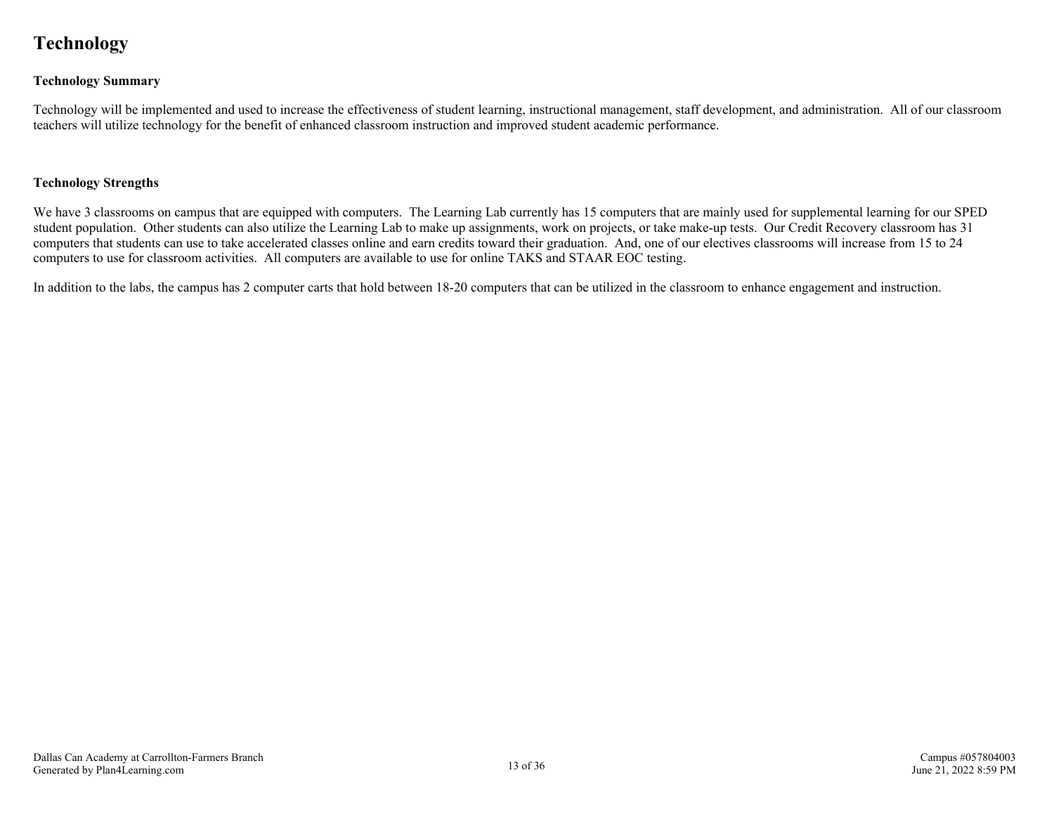# Technology

### Technology Summary

Technology will be implemented and used to increase the effectiveness of student learning, instructional management, staff development, and administration. All of our classroom teachers will utilize technology for the benefit of enhanced classroom instruction and improved student academic performance.

### Technology Strengths

We have 3 classrooms on campus that are equipped with computers. The Learning Lab currently has 15 computers that are mainly used for supplemental learning for our SPED student population. Other students can also utilize the Learning Lab to make up assignments, work on projects, or take make-up tests. Our Credit Recovery classroom has 31 computers that students can use to take accelerated classes online and earn credits toward their graduation. And, one of our electives classrooms will increase from 15 to 24 computers to use for classroom activities. All computers are available to use for online TAKS and STAAR EOC testing.

In addition to the labs, the campus has 2 computer carts that hold between 18-20 computers that can be utilized in the classroom to enhance engagement and instruction.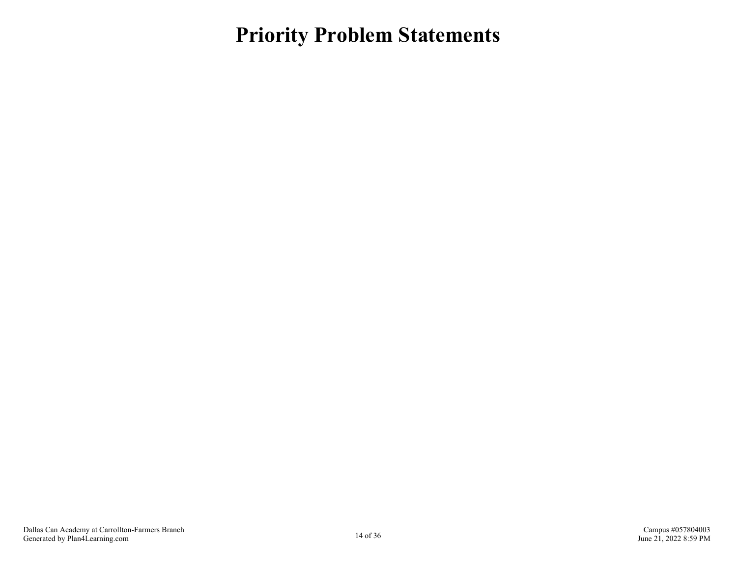# Priority Problem Statements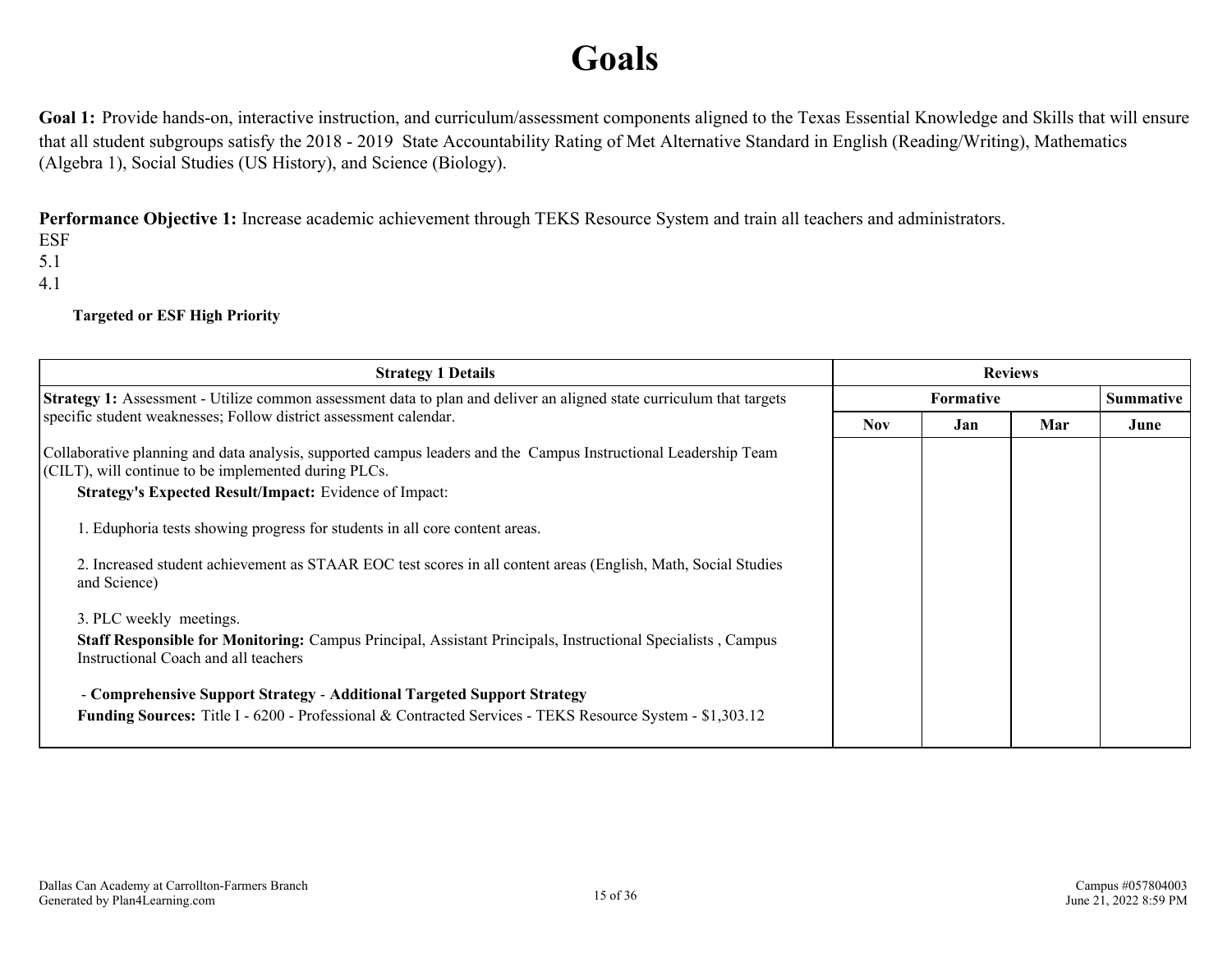# Goals

**Goal 1:** Provide hands-on, interactive instruction, and curriculum/assessment components aligned to the Texas Essential Knowledge and Skills that will ensure that all student subgroups satisfy the 2018 - 2019 State Accountability Rating of Met Alternative Standard in English (Reading/Writing), Mathematics (Algebra 1), Social Studies (US History), and Science (Biology).

**Performance Objective 1:** Increase academic achievement through TEKS Resource System and train all teachers and administrators.
ESF
5.1
4.1

**Targeted or ESF High Priority**

| Strategy 1 Details | Reviews | | | |
|---|---|---|---|---|
| | Formative | | | Summative |
| | Nov | Jan | Mar | June |
| **Strategy 1:** Assessment - Utilize common assessment data to plan and deliver an aligned state curriculum that targets specific student weaknesses; Follow district assessment calendar.<br><br>Collaborative planning and data analysis, supported campus leaders and the Campus Instructional Leadership Team (CILT), will continue to be implemented during PLCs.<br>**Strategy's Expected Result/Impact:** Evidence of Impact:<br><br>1. Eduphoria tests showing progress for students in all core content areas.<br><br>2. Increased student achievement as STAAR EOC test scores in all content areas (English, Math, Social Studies and Science)<br><br>3. PLC weekly meetings.<br>**Staff Responsible for Monitoring:** Campus Principal, Assistant Principals, Instructional Specialists , Campus Instructional Coach and all teachers<br><br>- **Comprehensive Support Strategy** - **Additional Targeted Support Strategy**<br>**Funding Sources:** Title I - 6200 - Professional & Contracted Services - TEKS Resource System - $1,303.12 | | | | |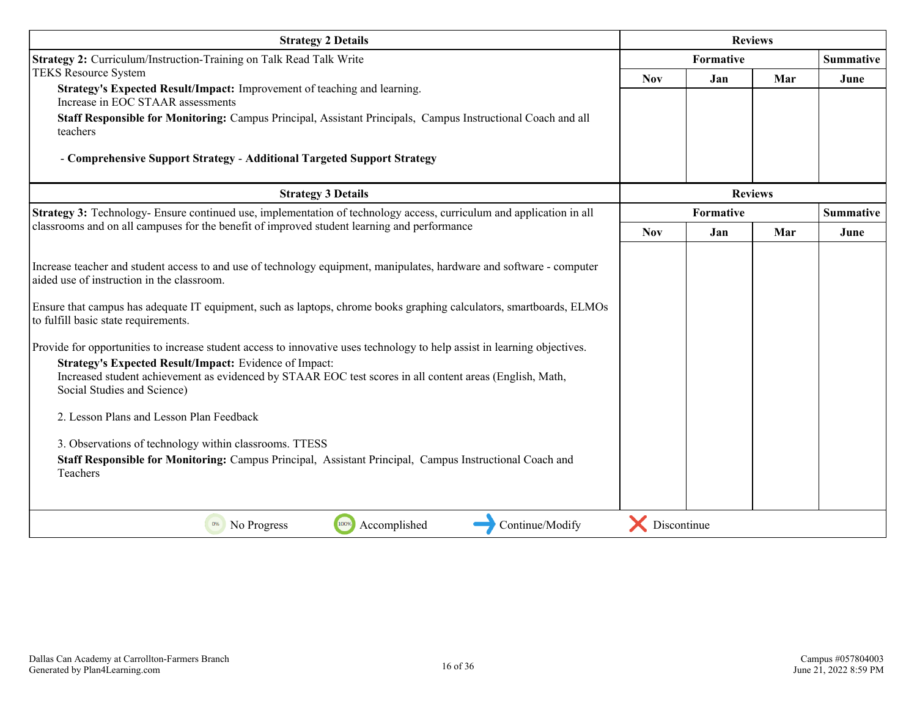| Strategy 2 Details | Reviews | | | |
|---|---|---|---|---|
| | Formative | | | Summative |
| **Strategy 2:** Curriculum/Instruction-Training on Talk Read Talk Write<br>TEKS Resource System<br>**Strategy's Expected Result/Impact:** Improvement of teaching and learning.<br>Increase in EOC STAAR assessments<br>**Staff Responsible for Monitoring:** Campus Principal, Assistant Principals, Campus Instructional Coach and all teachers<br><br>- **Comprehensive Support Strategy** - **Additional Targeted Support Strategy** | Nov | Jan | Mar | June |

| Strategy 3 Details | Reviews | | | |
|---|---|---|---|---|
| | Formative | | | Summative |
| **Strategy 3:** Technology- Ensure continued use, implementation of technology access, curriculum and application in all classrooms and on all campuses for the benefit of improved student learning and performance<br><br>Increase teacher and student access to and use of technology equipment, manipulates, hardware and software - computer aided use of instruction in the classroom.<br><br>Ensure that campus has adequate IT equipment, such as laptops, chrome books graphing calculators, smartboards, ELMOs to fulfill basic state requirements.<br><br>Provide for opportunities to increase student access to innovative uses technology to help assist in learning objectives.<br>**Strategy's Expected Result/Impact:** Evidence of Impact:<br>Increased student achievement as evidenced by STAAR EOC test scores in all content areas (English, Math, Social Studies and Science)<br><br>2. Lesson Plans and Lesson Plan Feedback<br><br>3. Observations of technology within classrooms. TTESS<br>**Staff Responsible for Monitoring:** Campus Principal, Assistant Principal, Campus Instructional Coach and Teachers | Nov | Jan | Mar | June |

0% No Progress | 100% Accomplished | Continue/Modify | Discontinue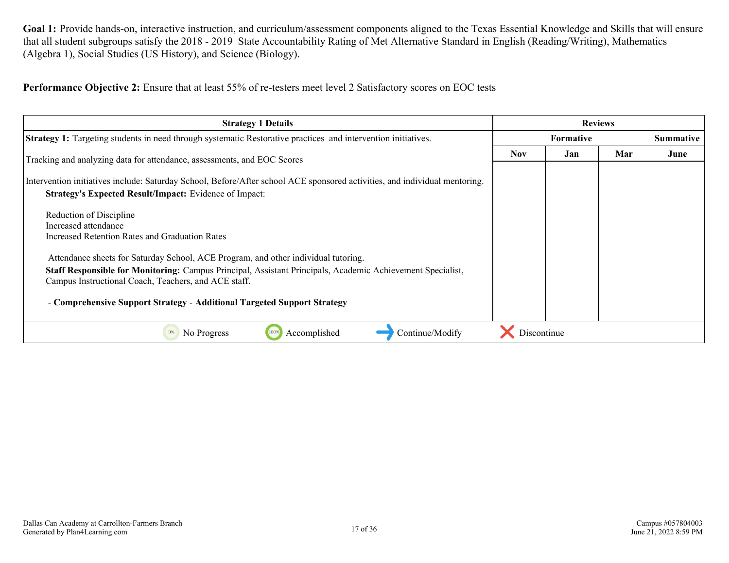**Goal 1:** Provide hands-on, interactive instruction, and curriculum/assessment components aligned to the Texas Essential Knowledge and Skills that will ensure that all student subgroups satisfy the 2018 - 2019 State Accountability Rating of Met Alternative Standard in English (Reading/Writing), Mathematics (Algebra 1), Social Studies (US History), and Science (Biology).

**Performance Objective 2:** Ensure that at least 55% of re-testers meet level 2 Satisfactory scores on EOC tests

| Strategy 1 Details | Reviews | | | |
|---|---|---|---|---|
| | Formative | | | Summative |
| | Nov | Jan | Mar | June |
| **Strategy 1:** Targeting students in need through systematic Restorative practices and intervention initiatives.<br><br>Tracking and analyzing data for attendance, assessments, and EOC Scores<br><br>Intervention initiatives include: Saturday School, Before/After school ACE sponsored activities, and individual mentoring.<br>**Strategy's Expected Result/Impact:** Evidence of Impact:<br><br>Reduction of Discipline<br>Increased attendance<br>Increased Retention Rates and Graduation Rates<br><br>Attendance sheets for Saturday School, ACE Program, and other individual tutoring.<br>**Staff Responsible for Monitoring:** Campus Principal, Assistant Principals, Academic Achievement Specialist, Campus Instructional Coach, Teachers, and ACE staff.<br><br>- **Comprehensive Support Strategy** - **Additional Targeted Support Strategy** | | | | |

0% No Progress | 100% Accomplished | Continue/Modify | Discontinue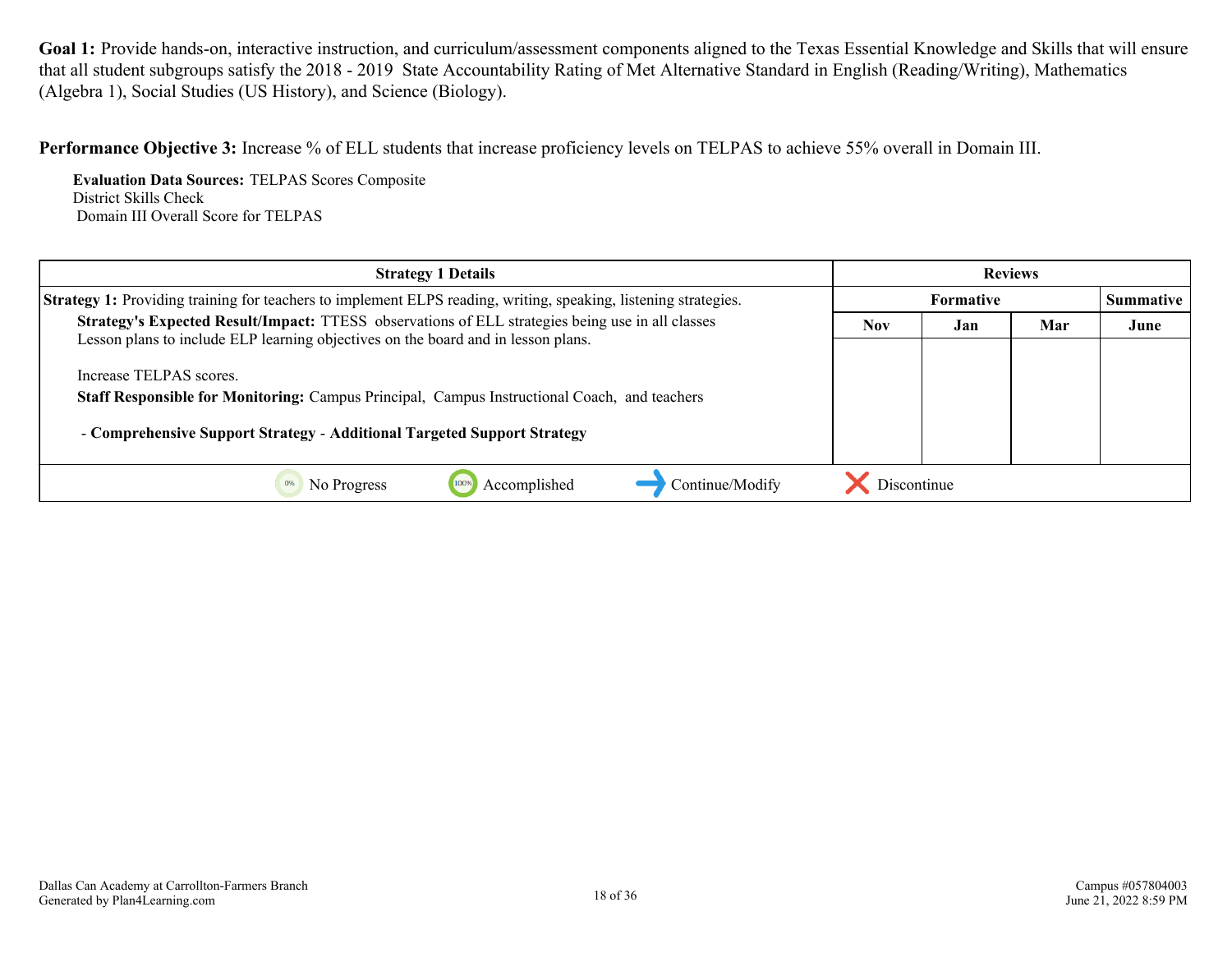**Goal 1:** Provide hands-on, interactive instruction, and curriculum/assessment components aligned to the Texas Essential Knowledge and Skills that will ensure that all student subgroups satisfy the 2018 - 2019 State Accountability Rating of Met Alternative Standard in English (Reading/Writing), Mathematics (Algebra 1), Social Studies (US History), and Science (Biology).

**Performance Objective 3:** Increase % of ELL students that increase proficiency levels on TELPAS to achieve 55% overall in Domain III.

**Evaluation Data Sources:** TELPAS Scores Composite
District Skills Check
Domain III Overall Score for TELPAS

| Strategy 1 Details | Reviews | | | |
|---|---|---|---|---|
| | Formative | | | Summative |
| **Strategy 1:** Providing training for teachers to implement ELPS reading, writing, speaking, listening strategies.<br>**Strategy's Expected Result/Impact:** TTESS observations of ELL strategies being use in all classes<br>Lesson plans to include ELP learning objectives on the board and in lesson plans.<br><br>Increase TELPAS scores.<br>**Staff Responsible for Monitoring:** Campus Principal, Campus Instructional Coach, and teachers<br><br>- **Comprehensive Support Strategy** - **Additional Targeted Support Strategy** | Nov | Jan | Mar | June |
| | | | | |

No Progress | Accomplished | Continue/Modify | Discontinue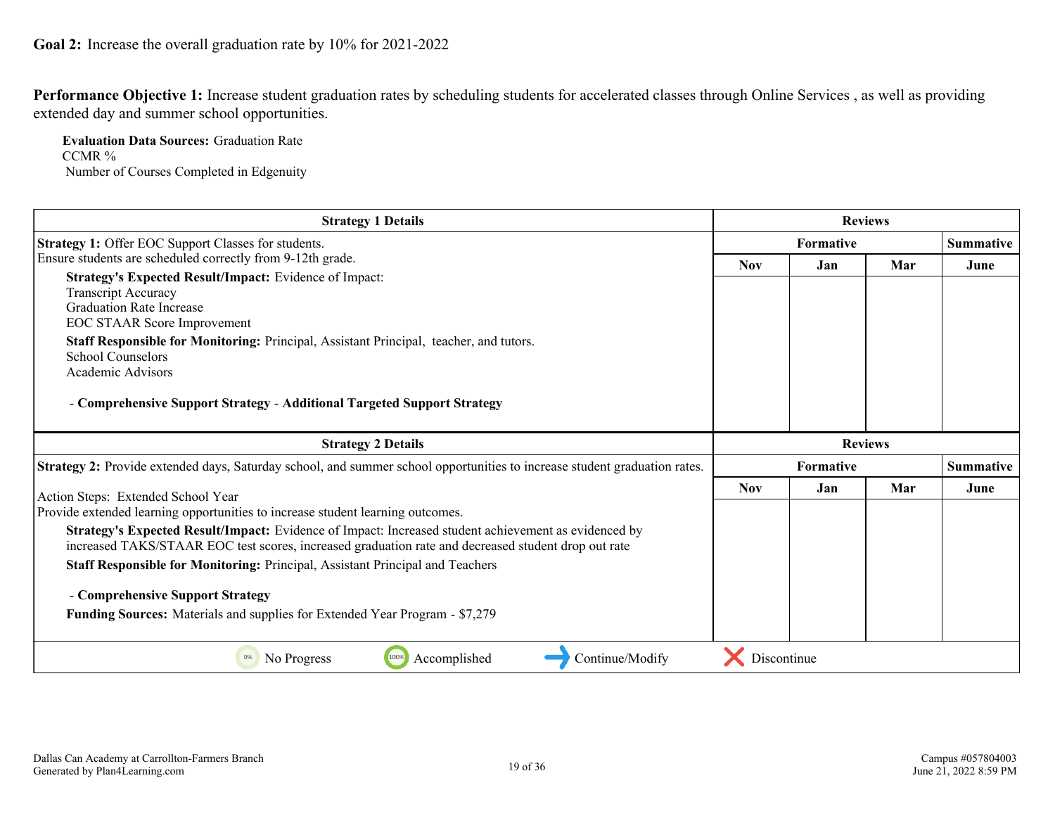**Goal 2:** Increase the overall graduation rate by 10% for 2021-2022

**Performance Objective 1:** Increase student graduation rates by scheduling students for accelerated classes through Online Services , as well as providing extended day and summer school opportunities.

**Evaluation Data Sources:** Graduation Rate
CCMR %
Number of Courses Completed in Edgenuity

| Strategy 1 Details | Reviews | | | |
|---|---|---|---|---|
| | Formative | | | Summative |
| | Nov | Jan | Mar | June |
| **Strategy 1:** Offer EOC Support Classes for students.<br>Ensure students are scheduled correctly from 9-12th grade.<br>**Strategy's Expected Result/Impact:** Evidence of Impact:<br>Transcript Accuracy<br>Graduation Rate Increase<br>EOC STAAR Score Improvement<br>**Staff Responsible for Monitoring:** Principal, Assistant Principal, teacher, and tutors.<br>School Counselors<br>Academic Advisors<br><br>- **Comprehensive Support Strategy** - **Additional Targeted Support Strategy** | | | | |

| Strategy 2 Details | Reviews | | | |
|---|---|---|---|---|
| | Formative | | | Summative |
| | Nov | Jan | Mar | June |
| **Strategy 2:** Provide extended days, Saturday school, and summer school opportunities to increase student graduation rates.<br><br>Action Steps: Extended School Year<br>Provide extended learning opportunities to increase student learning outcomes.<br>**Strategy's Expected Result/Impact:** Evidence of Impact: Increased student achievement as evidenced by increased TAKS/STAAR EOC test scores, increased graduation rate and decreased student drop out rate<br>**Staff Responsible for Monitoring:** Principal, Assistant Principal and Teachers<br><br>- **Comprehensive Support Strategy**<br>**Funding Sources:** Materials and supplies for Extended Year Program - $7,279 | | | | |

No Progress | Accomplished | Continue/Modify | Discontinue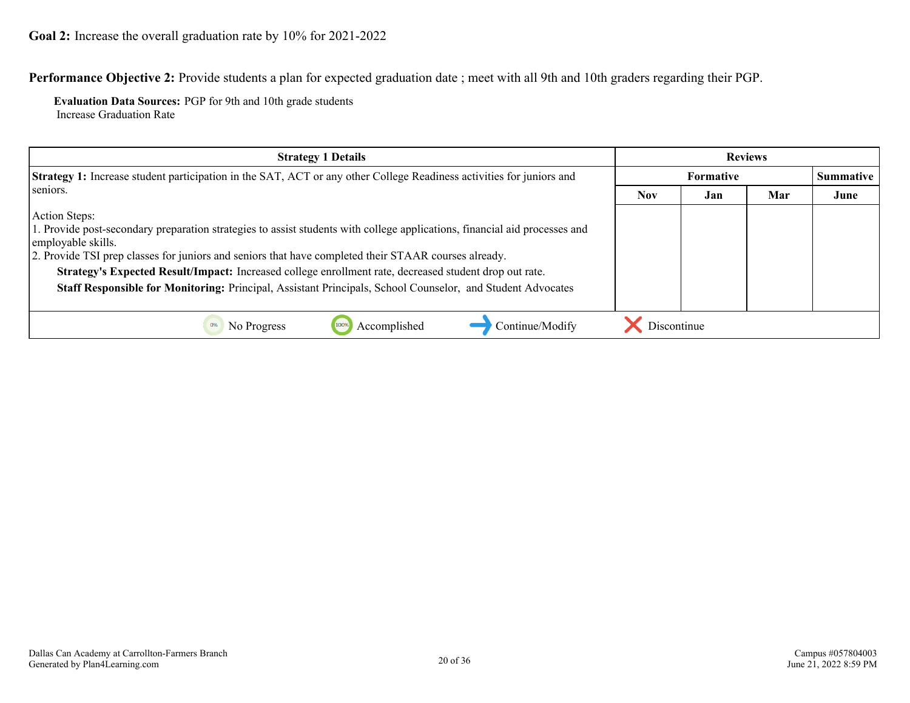**Goal 2:** Increase the overall graduation rate by 10% for 2021-2022

**Performance Objective 2:** Provide students a plan for expected graduation date ; meet with all 9th and 10th graders regarding their PGP.

**Evaluation Data Sources:** PGP for 9th and 10th grade students
Increase Graduation Rate

| Strategy 1 Details | Reviews | | | |
|---|---|---|---|---|
| | Formative | | | Summative |
| | Nov | Jan | Mar | June |
| **Strategy 1:** Increase student participation in the SAT, ACT or any other College Readiness activities for juniors and seniors.<br><br>Action Steps:<br>1. Provide post-secondary preparation strategies to assist students with college applications, financial aid processes and employable skills.<br>2. Provide TSI prep classes for juniors and seniors that have completed their STAAR courses already.<br>**Strategy's Expected Result/Impact:** Increased college enrollment rate, decreased student drop out rate.<br>**Staff Responsible for Monitoring:** Principal, Assistant Principals, School Counselor, and Student Advocates | | | | |

0% No Progress | 100% Accomplished | Continue/Modify | Discontinue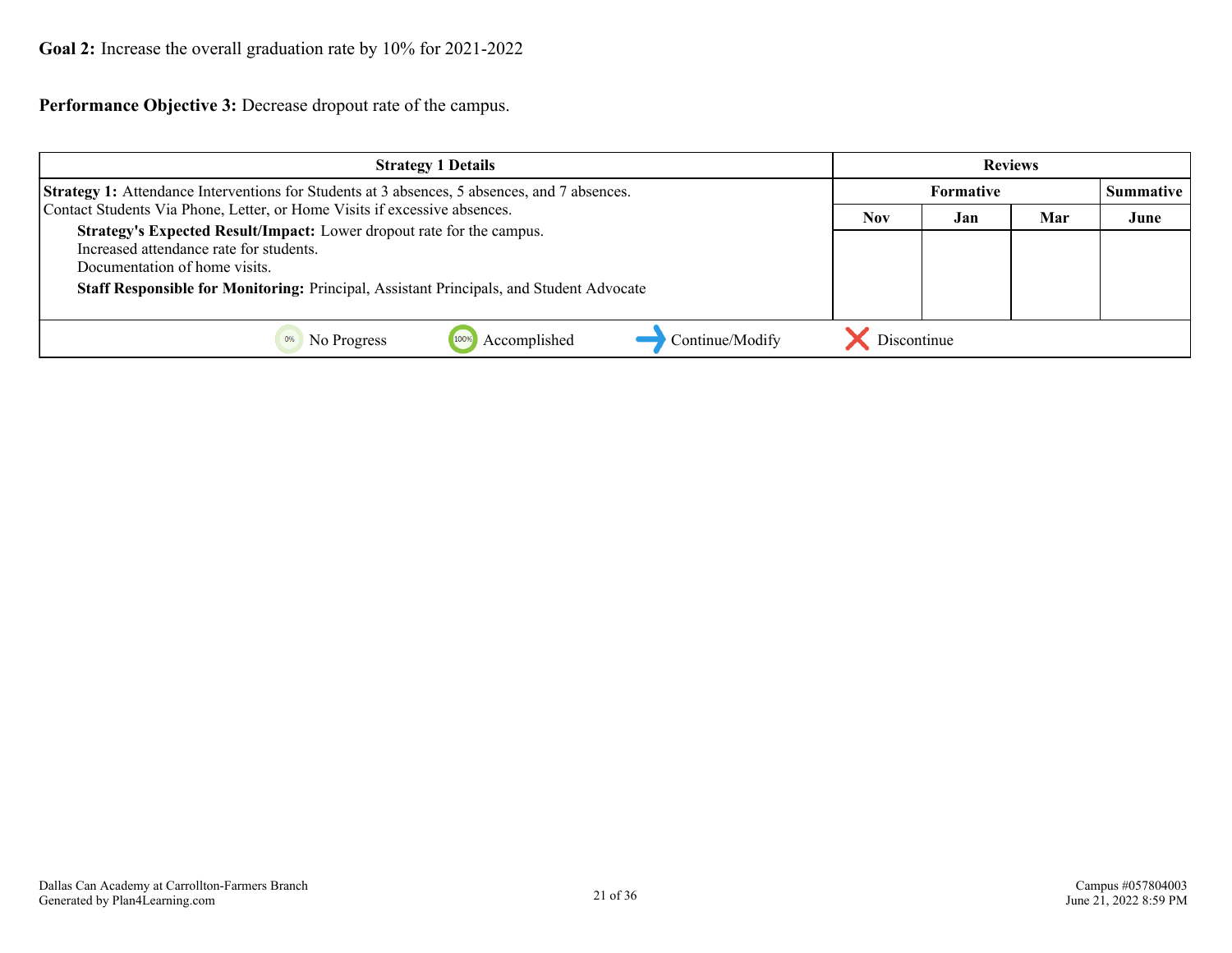**Goal 2:** Increase the overall graduation rate by 10% for 2021-2022

**Performance Objective 3:** Decrease dropout rate of the campus.

| Strategy 1 Details | Reviews | | | |
|---|---|---|---|---|
| | Formative | | | Summative |
| | Nov | Jan | Mar | June |
| **Strategy 1:** Attendance Interventions for Students at 3 absences, 5 absences, and 7 absences. Contact Students Via Phone, Letter, or Home Visits if excessive absences.<br>**Strategy's Expected Result/Impact:** Lower dropout rate for the campus.<br>Increased attendance rate for students.<br>Documentation of home visits.<br>**Staff Responsible for Monitoring:** Principal, Assistant Principals, and Student Advocate | | | | |

0% No Progress | 100% Accomplished | Continue/Modify | Discontinue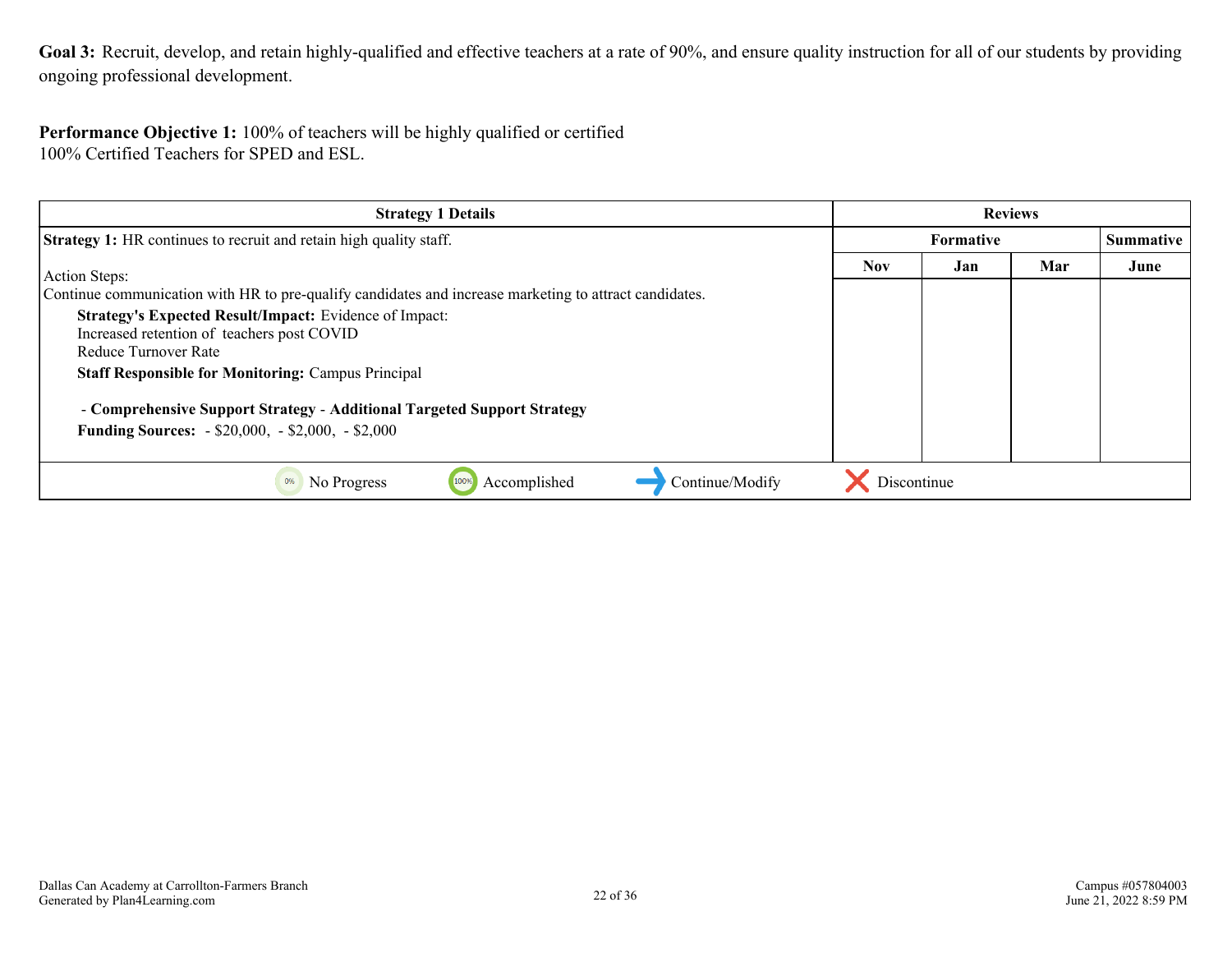**Goal 3:** Recruit, develop, and retain highly-qualified and effective teachers at a rate of 90%, and ensure quality instruction for all of our students by providing ongoing professional development.

**Performance Objective 1:** 100% of teachers will be highly qualified or certified
100% Certified Teachers for SPED and ESL.

| Strategy 1 Details | Reviews | | | |
|---|---|---|---|---|
| | Formative | | | Summative |
| **Strategy 1:** HR continues to recruit and retain high quality staff.<br><br>Action Steps:<br>Continue communication with HR to pre-qualify candidates and increase marketing to attract candidates.<br>**Strategy's Expected Result/Impact:** Evidence of Impact:<br>Increased retention of teachers post COVID<br>Reduce Turnover Rate<br>**Staff Responsible for Monitoring:** Campus Principal<br><br>- **Comprehensive Support Strategy** - **Additional Targeted Support Strategy**<br>**Funding Sources:** - $20,000, - $2,000, - $2,000 | Nov | Jan | Mar | June |
| | | | | |

0% No Progress | 100% Accomplished | → Continue/Modify | ✗ Discontinue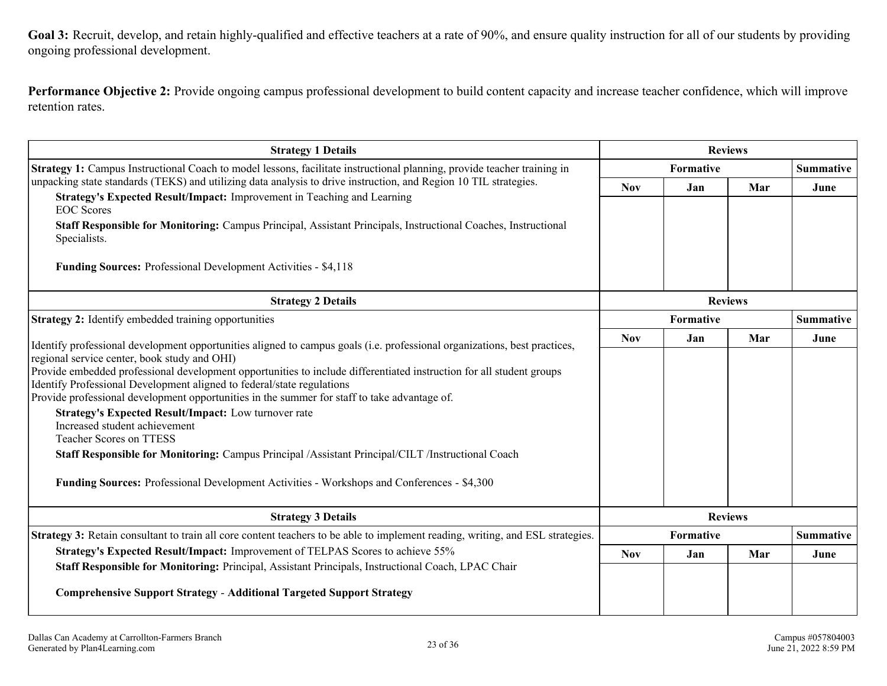**Goal 3:** Recruit, develop, and retain highly-qualified and effective teachers at a rate of 90%, and ensure quality instruction for all of our students by providing ongoing professional development.

**Performance Objective 2:** Provide ongoing campus professional development to build content capacity and increase teacher confidence, which will improve retention rates.

| Strategy 1 Details | Reviews | | | |
|---|---|---|---|---|
| **Strategy 1:** Campus Instructional Coach to model lessons, facilitate instructional planning, provide teacher training in unpacking state standards (TEKS) and utilizing data analysis to drive instruction, and Region 10 TIL strategies.<br>**Strategy's Expected Result/Impact:** Improvement in Teaching and Learning<br>EOC Scores<br>**Staff Responsible for Monitoring:** Campus Principal, Assistant Principals, Instructional Coaches, Instructional Specialists.<br><br>**Funding Sources:** Professional Development Activities - $4,118 | Formative | | | Summative |
| | Nov | Jan | Mar | June |
| | | | | |

| Strategy 2 Details | Reviews | | | |
|---|---|---|---|---|
| **Strategy 2:** Identify embedded training opportunities<br><br>Identify professional development opportunities aligned to campus goals (i.e. professional organizations, best practices, regional service center, book study and OHI)<br>Provide embedded professional development opportunities to include differentiated instruction for all student groups<br>Identify Professional Development aligned to federal/state regulations<br>Provide professional development opportunities in the summer for staff to take advantage of.<br>**Strategy's Expected Result/Impact:** Low turnover rate<br>Increased student achievement<br>Teacher Scores on TTESS<br>**Staff Responsible for Monitoring:** Campus Principal /Assistant Principal/CILT /Instructional Coach<br><br>**Funding Sources:** Professional Development Activities - Workshops and Conferences - $4,300 | Formative | | | Summative |
| | Nov | Jan | Mar | June |
| | | | | |

| Strategy 3 Details | Reviews | | | |
|---|---|---|---|---|
| **Strategy 3:** Retain consultant to train all core content teachers to be able to implement reading, writing, and ESL strategies.<br>**Strategy's Expected Result/Impact:** Improvement of TELPAS Scores to achieve 55%<br>**Staff Responsible for Monitoring:** Principal, Assistant Principals, Instructional Coach, LPAC Chair<br><br>**Comprehensive Support Strategy** - **Additional Targeted Support Strategy** | Formative | | | Summative |
| | Nov | Jan | Mar | June |
| | | | | |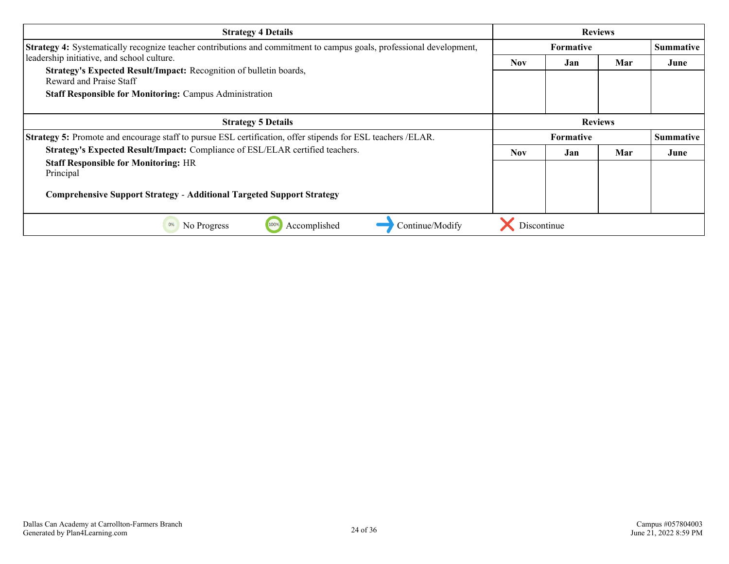| Strategy 4 Details | Reviews | | | |
|---|---|---|---|---|
| | Formative | | | Summative |
| **Strategy 4:** Systematically recognize teacher contributions and commitment to campus goals, professional development, leadership initiative, and school culture.<br>**Strategy's Expected Result/Impact:** Recognition of bulletin boards,<br>Reward and Praise Staff<br>**Staff Responsible for Monitoring:** Campus Administration | Nov | Jan | Mar | June |
| | | | | |

| Strategy 5 Details | Reviews | | | |
|---|---|---|---|---|
| | Formative | | | Summative |
| **Strategy 5:** Promote and encourage staff to pursue ESL certification, offer stipends for ESL teachers /ELAR.<br>**Strategy's Expected Result/Impact:** Compliance of ESL/ELAR certified teachers.<br>**Staff Responsible for Monitoring:** HR<br>Principal<br><br>**Comprehensive Support Strategy - Additional Targeted Support Strategy** | Nov | Jan | Mar | June |
| | | | | |

0% No Progress | 100% Accomplished | Continue/Modify | Discontinue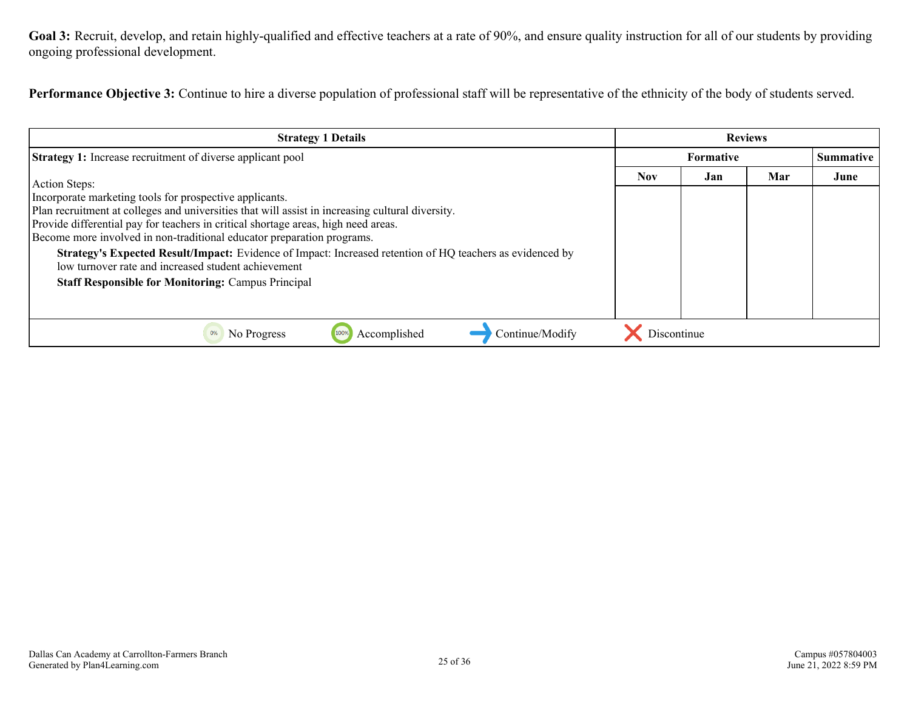**Goal 3:** Recruit, develop, and retain highly-qualified and effective teachers at a rate of 90%, and ensure quality instruction for all of our students by providing ongoing professional development.

**Performance Objective 3:** Continue to hire a diverse population of professional staff will be representative of the ethnicity of the body of students served.

| Strategy 1 Details | Reviews | | | |
|---|---|---|---|---|
| **Strategy 1:** Increase recruitment of diverse applicant pool | Formative | | | Summative |
| Action Steps:<br>Incorporate marketing tools for prospective applicants.<br>Plan recruitment at colleges and universities that will assist in increasing cultural diversity.<br>Provide differential pay for teachers in critical shortage areas, high need areas.<br>Become more involved in non-traditional educator preparation programs.<br>**Strategy's Expected Result/Impact:** Evidence of Impact: Increased retention of HQ teachers as evidenced by low turnover rate and increased student achievement<br>**Staff Responsible for Monitoring:** Campus Principal | Nov | Jan | Mar | June |
| | | | | |

No Progress | Accomplished | Continue/Modify | Discontinue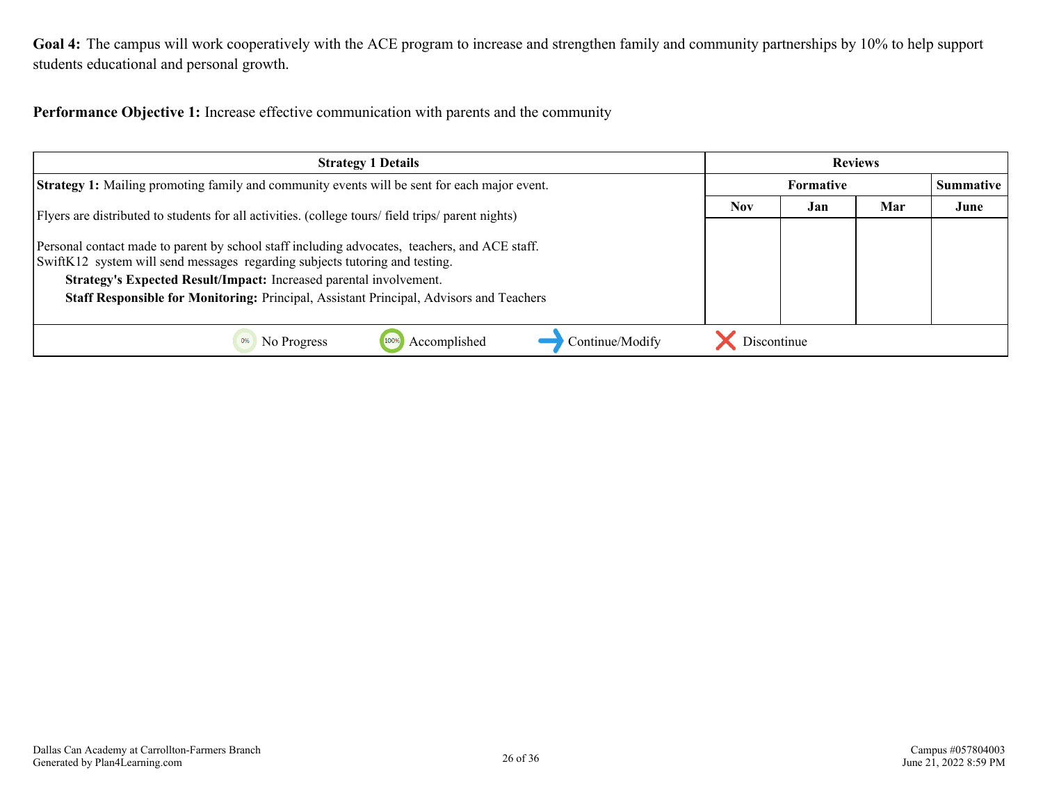**Goal 4:** The campus will work cooperatively with the ACE program to increase and strengthen family and community partnerships by 10% to help support students educational and personal growth.

**Performance Objective 1:** Increase effective communication with parents and the community

| Strategy 1 Details | Reviews | | | |
|---|---|---|---|---|
| | Formative | | | Summative |
| | Nov | Jan | Mar | June |
| **Strategy 1:** Mailing promoting family and community events will be sent for each major event.<br><br>Flyers are distributed to students for all activities. (college tours/ field trips/ parent nights)<br><br>Personal contact made to parent by school staff including advocates, teachers, and ACE staff.<br>SwiftK12 system will send messages regarding subjects tutoring and testing.<br>**Strategy's Expected Result/Impact:** Increased parental involvement.<br>**Staff Responsible for Monitoring:** Principal, Assistant Principal, Advisors and Teachers | | | | |

0% No Progress | 100% Accomplished | → Continue/Modify | ✕ Discontinue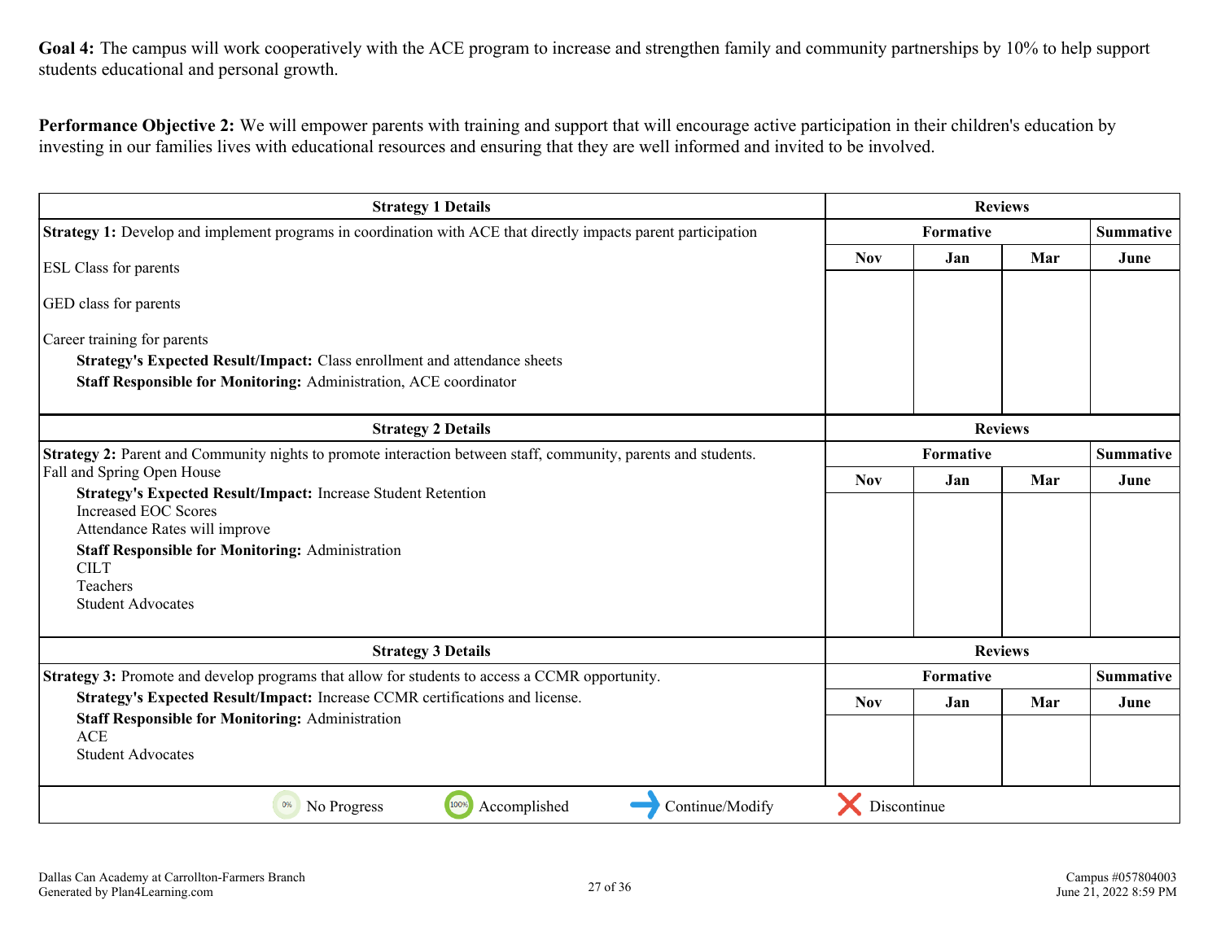**Goal 4:** The campus will work cooperatively with the ACE program to increase and strengthen family and community partnerships by 10% to help support students educational and personal growth.

**Performance Objective 2:** We will empower parents with training and support that will encourage active participation in their children's education by investing in our families lives with educational resources and ensuring that they are well informed and invited to be involved.

| Strategy 1 Details | Reviews | | | |
|---|---|---|---|---|
| **Strategy 1:** Develop and implement programs in coordination with ACE that directly impacts parent participation | Formative | | | Summative |
| ESL Class for parents<br><br>GED class for parents<br><br>Career training for parents<br>**Strategy's Expected Result/Impact:** Class enrollment and attendance sheets<br>**Staff Responsible for Monitoring:** Administration, ACE coordinator | Nov | Jan | Mar | June |
| | | | | |

| Strategy 2 Details | Reviews | | | |
|---|---|---|---|---|
| **Strategy 2:** Parent and Community nights to promote interaction between staff, community, parents and students. | Formative | | | Summative |
| Fall and Spring Open House<br>**Strategy's Expected Result/Impact:** Increase Student Retention<br>Increased EOC Scores<br>Attendance Rates will improve<br>**Staff Responsible for Monitoring:** Administration<br>CILT<br>Teachers<br>Student Advocates | Nov | Jan | Mar | June |
| | | | | |

| Strategy 3 Details | Reviews | | | |
|---|---|---|---|---|
| **Strategy 3:** Promote and develop programs that allow for students to access a CCMR opportunity. | Formative | | | Summative |
| **Strategy's Expected Result/Impact:** Increase CCMR certifications and license.<br>**Staff Responsible for Monitoring:** Administration<br>ACE<br>Student Advocates | Nov | Jan | Mar | June |
| | | | | |

No Progress | Accomplished | Continue/Modify | Discontinue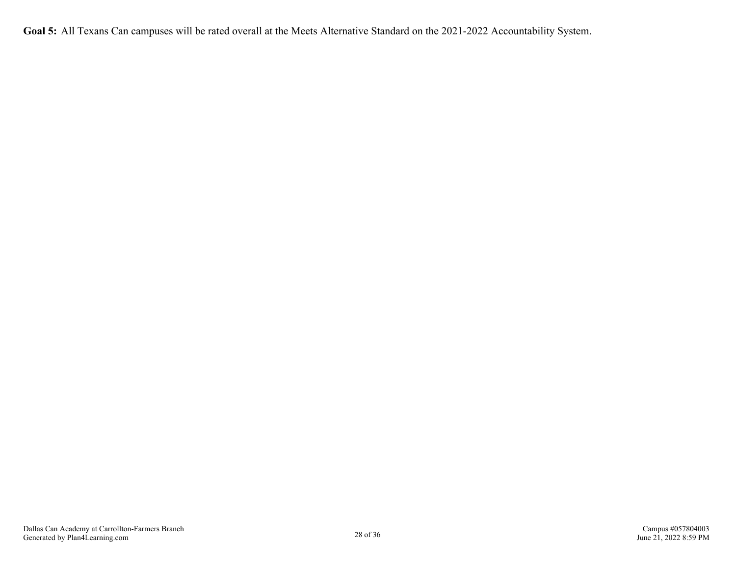**Goal 5:** All Texans Can campuses will be rated overall at the Meets Alternative Standard on the 2021-2022 Accountability System.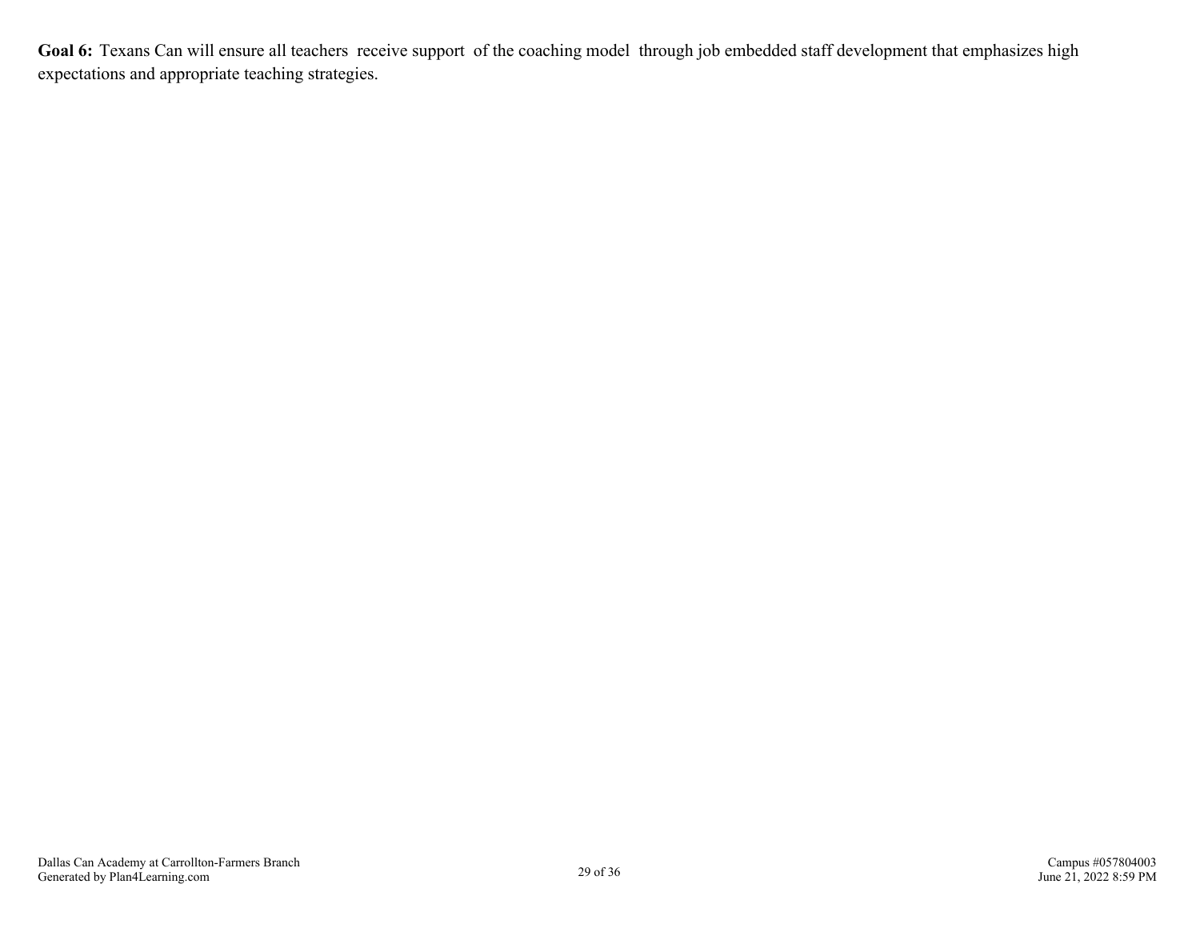**Goal 6:** Texans Can will ensure all teachers receive support of the coaching model through job embedded staff development that emphasizes high expectations and appropriate teaching strategies.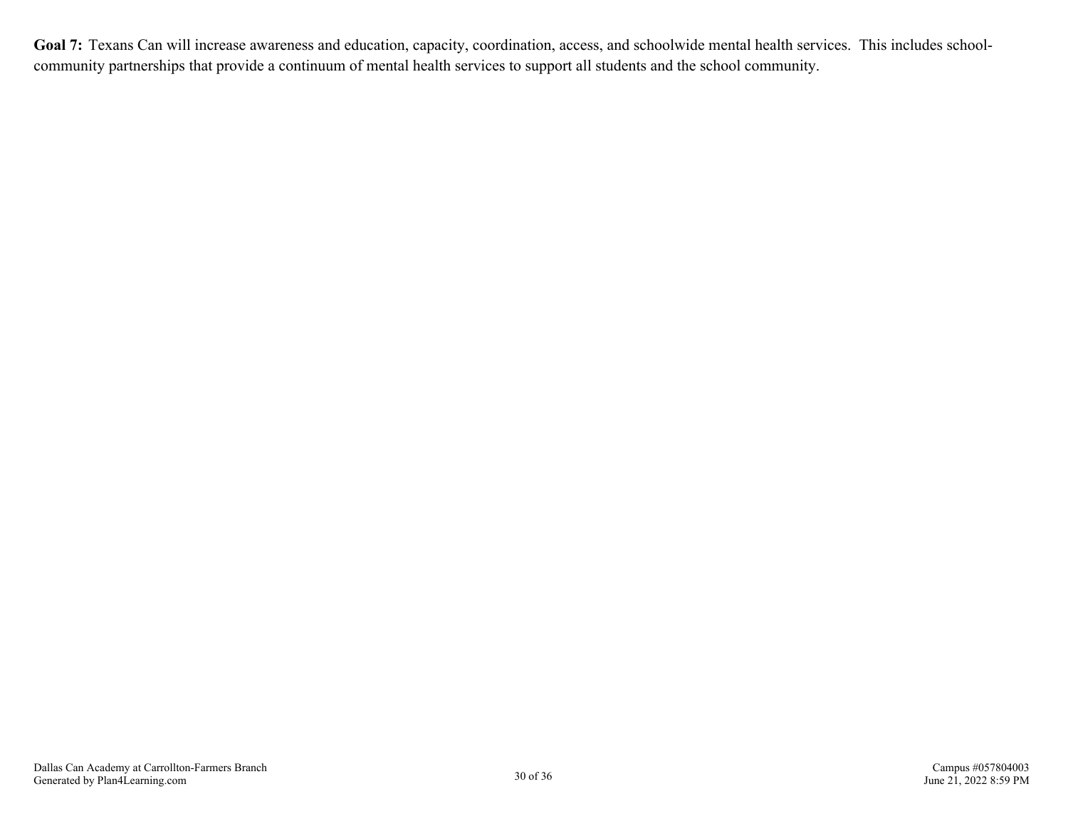**Goal 7:** Texans Can will increase awareness and education, capacity, coordination, access, and schoolwide mental health services. This includes school-community partnerships that provide a continuum of mental health services to support all students and the school community.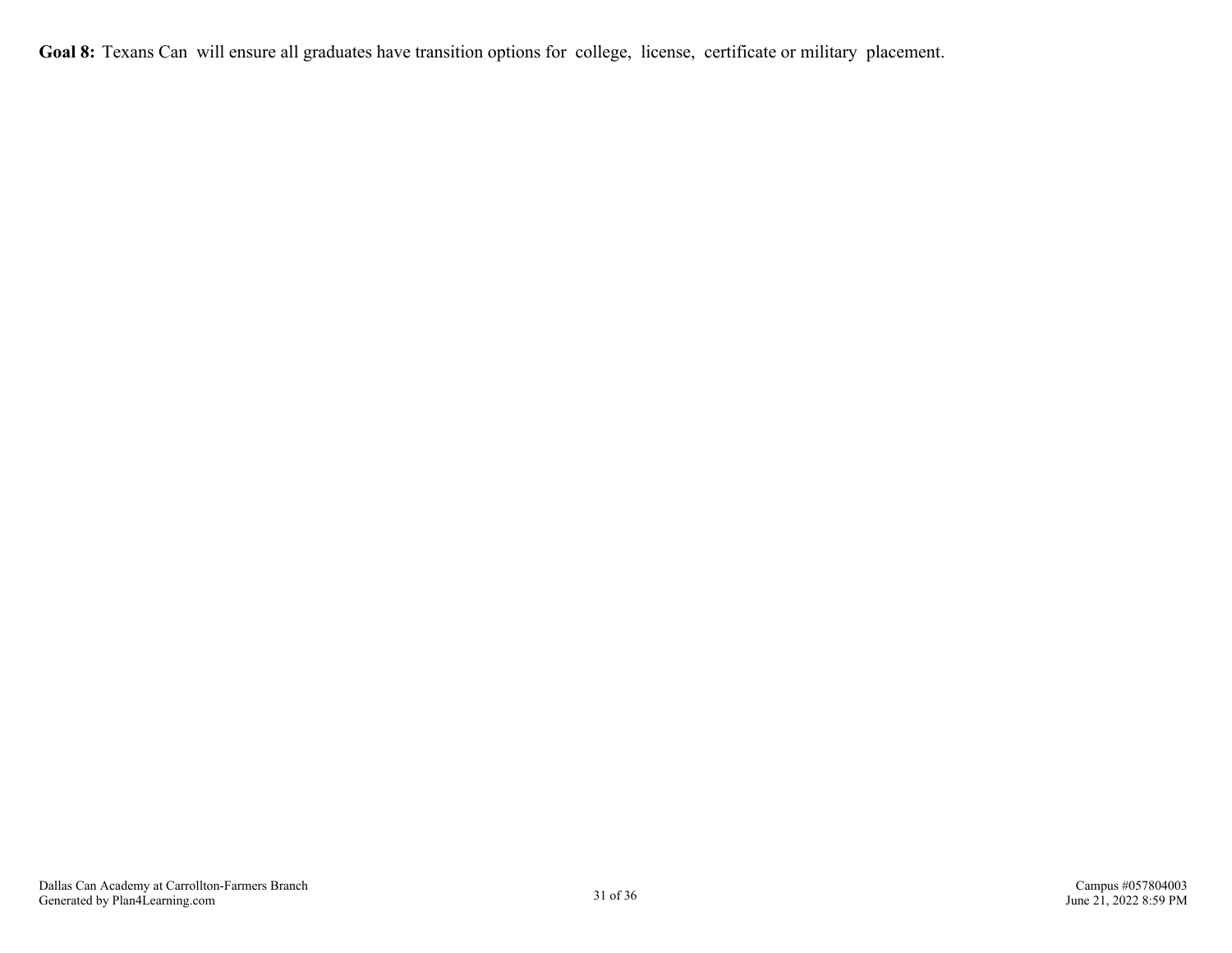**Goal 8:** Texans Can will ensure all graduates have transition options for college, license, certificate or military placement.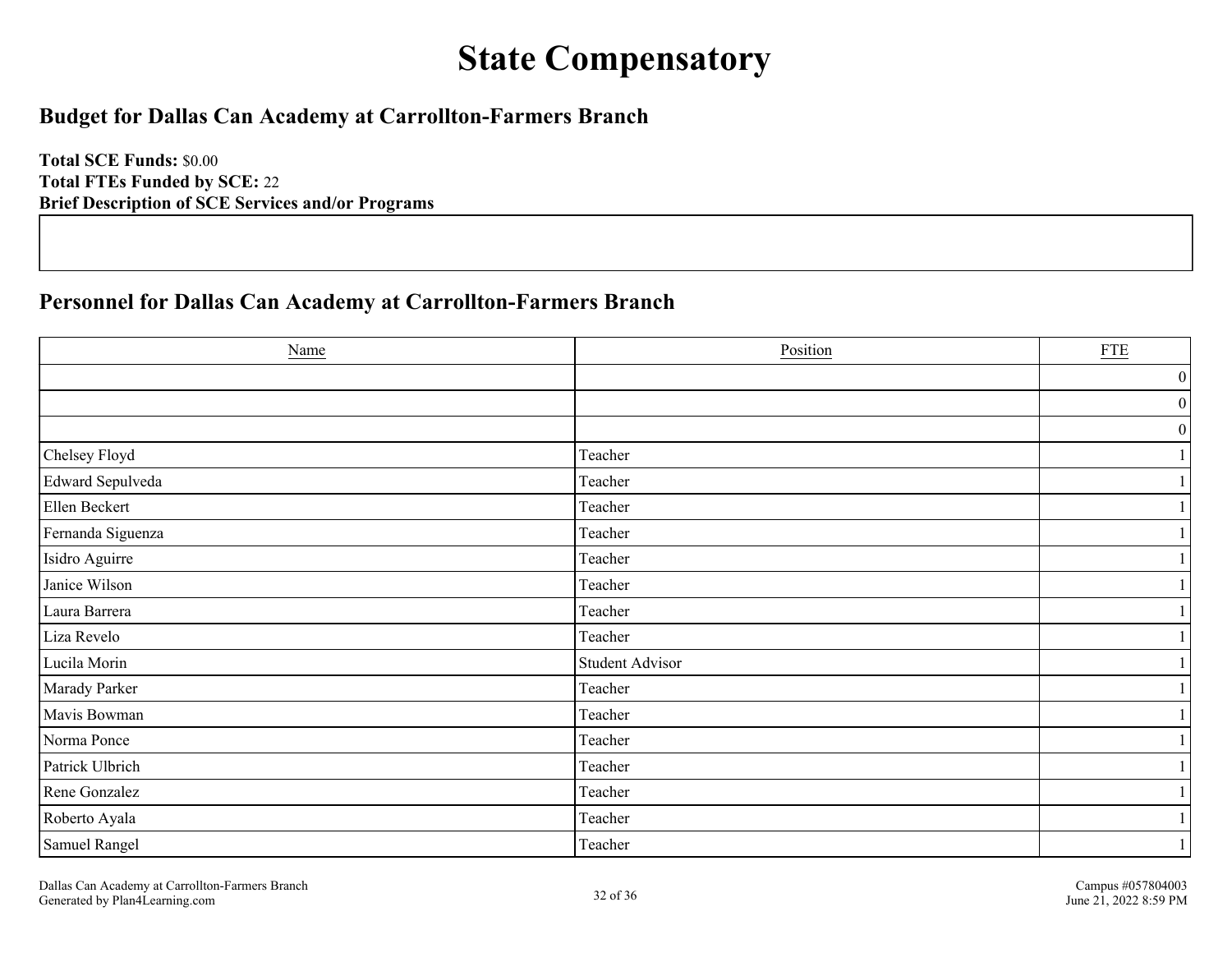# State Compensatory

## Budget for Dallas Can Academy at Carrollton-Farmers Branch

**Total SCE Funds:** $0.00
**Total FTEs Funded by SCE:** 22
**Brief Description of SCE Services and/or Programs**

## Personnel for Dallas Can Academy at Carrollton-Farmers Branch

| Name | Position | FTE |
|---|---|---|
| | | 0 |
| | | 0 |
| | | 0 |
| Chelsey Floyd | Teacher | 1 |
| Edward Sepulveda | Teacher | 1 |
| Ellen Beckert | Teacher | 1 |
| Fernanda Siguenza | Teacher | 1 |
| Isidro Aguirre | Teacher | 1 |
| Janice Wilson | Teacher | 1 |
| Laura Barrera | Teacher | 1 |
| Liza Revelo | Teacher | 1 |
| Lucila Morin | Student Advisor | 1 |
| Marady Parker | Teacher | 1 |
| Mavis Bowman | Teacher | 1 |
| Norma Ponce | Teacher | 1 |
| Patrick Ulbrich | Teacher | 1 |
| Rene Gonzalez | Teacher | 1 |
| Roberto Ayala | Teacher | 1 |
| Samuel Rangel | Teacher | 1 |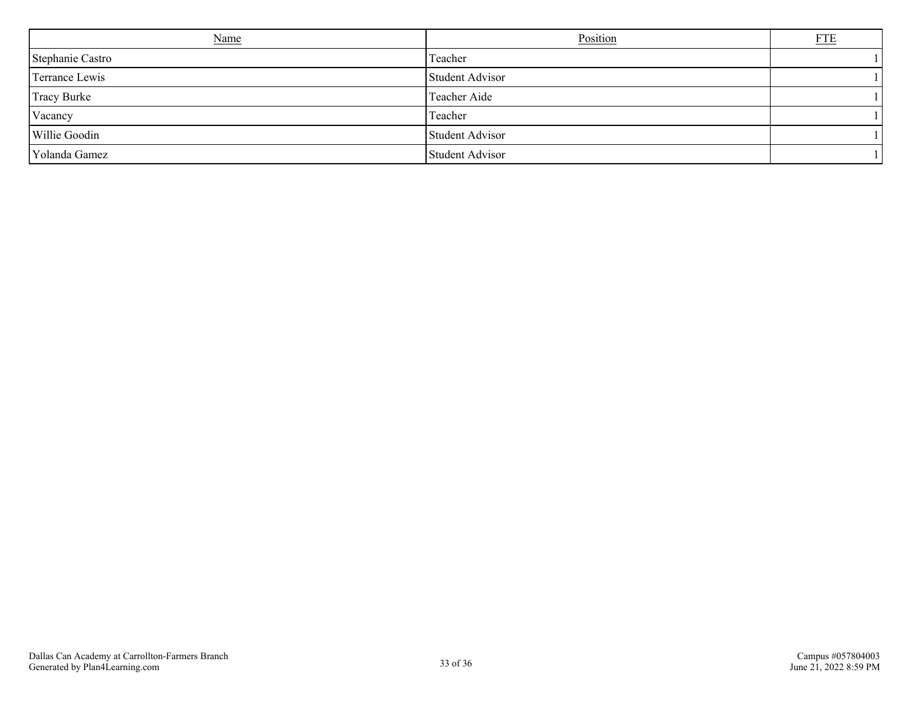| Name | Position | FTE |
|---|---|---|
| Stephanie Castro | Teacher | 1 |
| Terrance Lewis | Student Advisor | 1 |
| Tracy Burke | Teacher Aide | 1 |
| Vacancy | Teacher | 1 |
| Willie Goodin | Student Advisor | 1 |
| Yolanda Gamez | Student Advisor | 1 |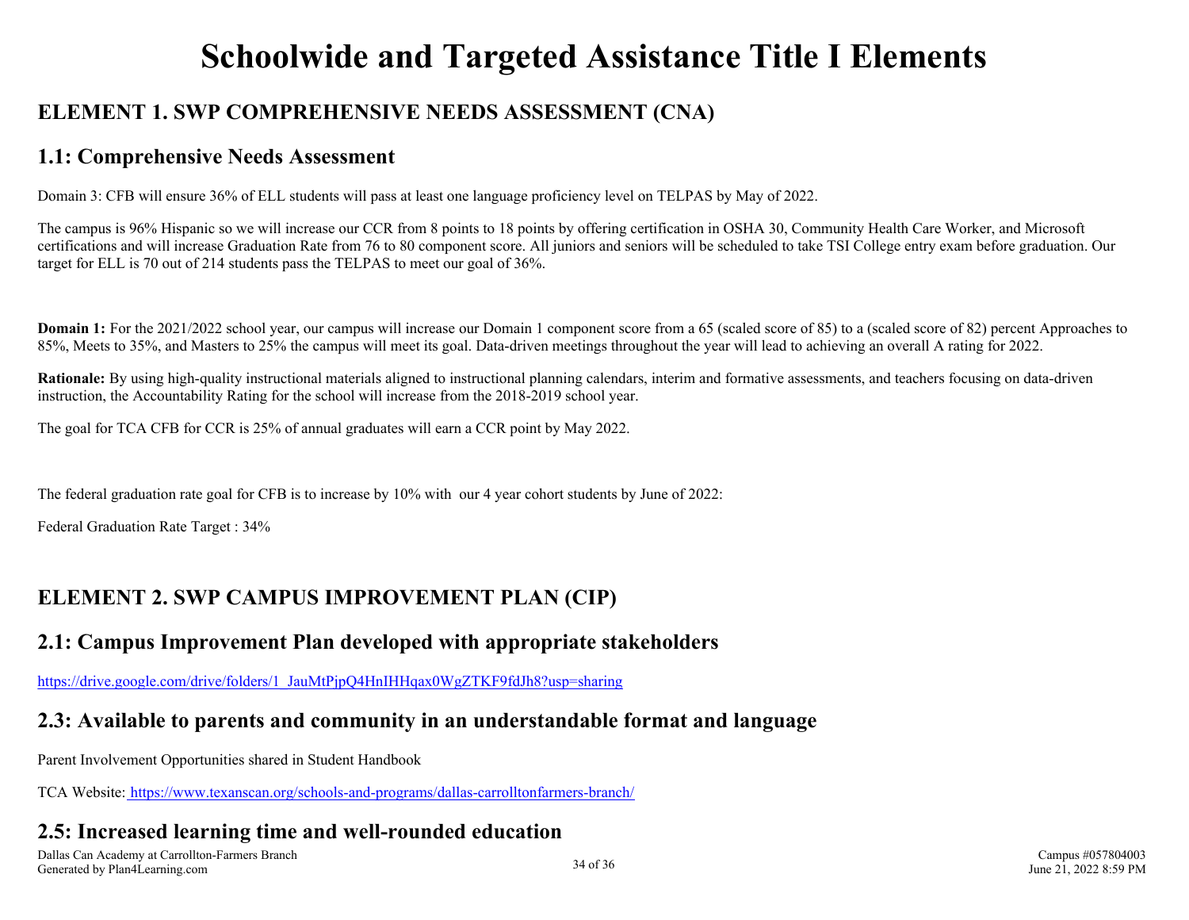# Schoolwide and Targeted Assistance Title I Elements

## ELEMENT 1. SWP COMPREHENSIVE NEEDS ASSESSMENT (CNA)

### 1.1: Comprehensive Needs Assessment

Domain 3: CFB will ensure 36% of ELL students will pass at least one language proficiency level on TELPAS by May of 2022.

The campus is 96% Hispanic so we will increase our CCR from 8 points to 18 points by offering certification in OSHA 30, Community Health Care Worker, and Microsoft certifications and will increase Graduation Rate from 76 to 80 component score. All juniors and seniors will be scheduled to take TSI College entry exam before graduation. Our target for ELL is 70 out of 214 students pass the TELPAS to meet our goal of 36%.

**Domain 1:** For the 2021/2022 school year, our campus will increase our Domain 1 component score from a 65 (scaled score of 85) to a (scaled score of 82) percent Approaches to 85%, Meets to 35%, and Masters to 25% the campus will meet its goal. Data-driven meetings throughout the year will lead to achieving an overall A rating for 2022.

**Rationale:** By using high-quality instructional materials aligned to instructional planning calendars, interim and formative assessments, and teachers focusing on data-driven instruction, the Accountability Rating for the school will increase from the 2018-2019 school year.

The goal for TCA CFB for CCR is 25% of annual graduates will earn a CCR point by May 2022.

The federal graduation rate goal for CFB is to increase by 10% with our 4 year cohort students by June of 2022:

Federal Graduation Rate Target : 34%

## ELEMENT 2. SWP CAMPUS IMPROVEMENT PLAN (CIP)

### 2.1: Campus Improvement Plan developed with appropriate stakeholders

https://drive.google.com/drive/folders/1_JauMtPjpQ4HnIHHqax0WgZTKF9fdJh8?usp=sharing

### 2.3: Available to parents and community in an understandable format and language

Parent Involvement Opportunities shared in Student Handbook

TCA Website: https://www.texanscan.org/schools-and-programs/dallas-carrolltonfarmers-branch/

### 2.5: Increased learning time and well-rounded education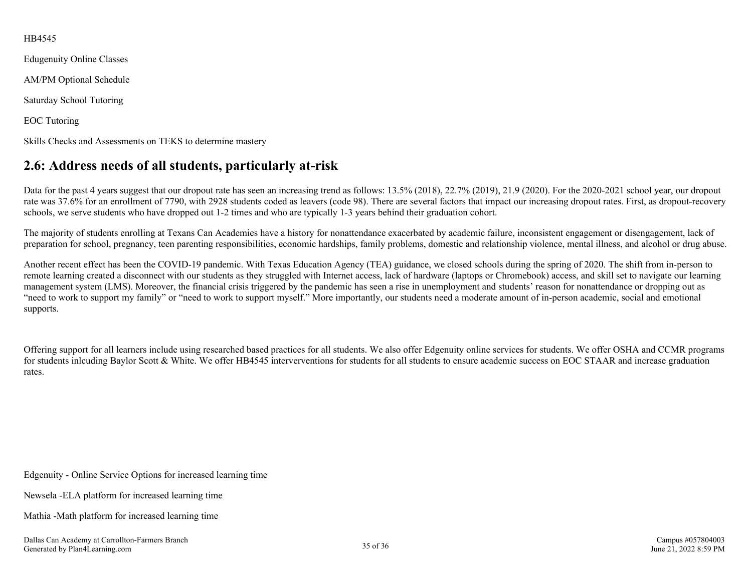HB4545

Edugenuity Online Classes

AM/PM Optional Schedule

Saturday School Tutoring

EOC Tutoring

Skills Checks and Assessments on TEKS to determine mastery

## 2.6: Address needs of all students, particularly at-risk

Data for the past 4 years suggest that our dropout rate has seen an increasing trend as follows: 13.5% (2018), 22.7% (2019), 21.9 (2020). For the 2020-2021 school year, our dropout rate was 37.6% for an enrollment of 7790, with 2928 students coded as leavers (code 98). There are several factors that impact our increasing dropout rates. First, as dropout-recovery schools, we serve students who have dropped out 1-2 times and who are typically 1-3 years behind their graduation cohort.

The majority of students enrolling at Texans Can Academies have a history for nonattendance exacerbated by academic failure, inconsistent engagement or disengagement, lack of preparation for school, pregnancy, teen parenting responsibilities, economic hardships, family problems, domestic and relationship violence, mental illness, and alcohol or drug abuse.

Another recent effect has been the COVID-19 pandemic. With Texas Education Agency (TEA) guidance, we closed schools during the spring of 2020. The shift from in-person to remote learning created a disconnect with our students as they struggled with Internet access, lack of hardware (laptops or Chromebook) access, and skill set to navigate our learning management system (LMS). Moreover, the financial crisis triggered by the pandemic has seen a rise in unemployment and students' reason for nonattendance or dropping out as "need to work to support my family" or "need to work to support myself." More importantly, our students need a moderate amount of in-person academic, social and emotional supports.

Offering support for all learners include using researched based practices for all students. We also offer Edgenuity online services for students. We offer OSHA and CCMR programs for students inlcuding Baylor Scott & White. We offer HB4545 interverventions for students for all students to ensure academic success on EOC STAAR and increase graduation rates.

Edgenuity - Online Service Options for increased learning time

Newsela -ELA platform for increased learning time

Mathia -Math platform for increased learning time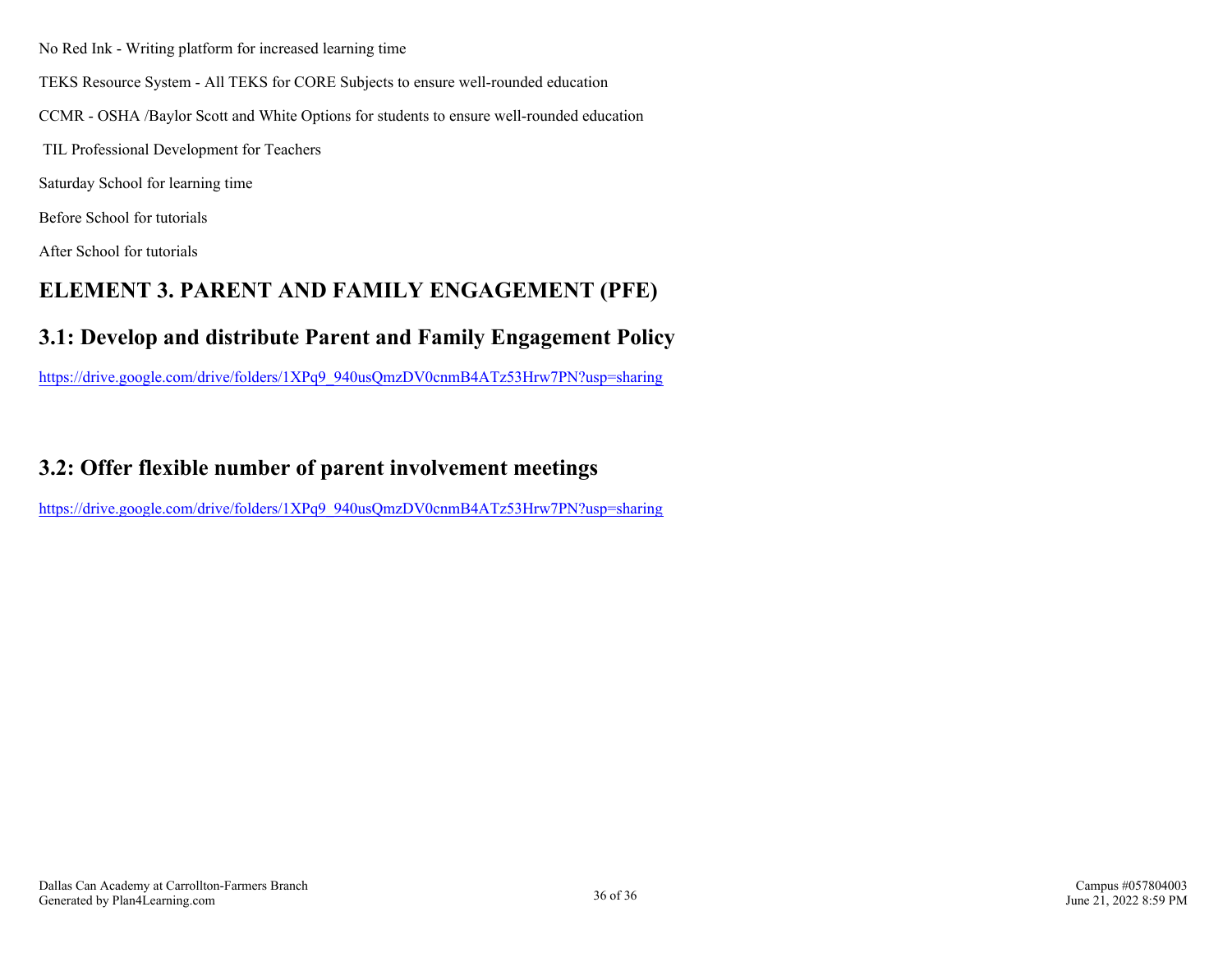No Red Ink - Writing platform for increased learning time

TEKS Resource System - All TEKS for CORE Subjects to ensure well-rounded education

CCMR - OSHA /Baylor Scott and White Options for students to ensure well-rounded education

TIL Professional Development for Teachers

Saturday School for learning time

Before School for tutorials

After School for tutorials

## ELEMENT 3. PARENT AND FAMILY ENGAGEMENT (PFE)

### 3.1: Develop and distribute Parent and Family Engagement Policy

https://drive.google.com/drive/folders/1XPq9_940usQmzDV0cnmB4ATz53Hrw7PN?usp=sharing

### 3.2: Offer flexible number of parent involvement meetings

https://drive.google.com/drive/folders/1XPq9_940usQmzDV0cnmB4ATz53Hrw7PN?usp=sharing